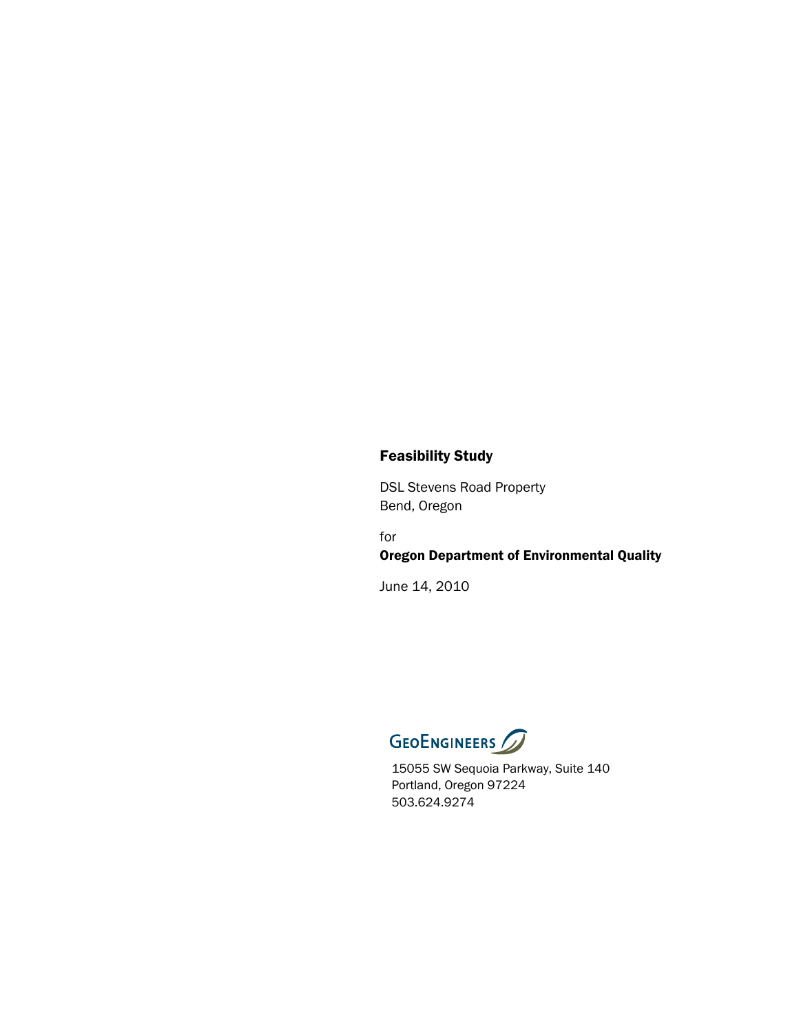# Feasibility Study

DSL Stevens Road Property
Bend, Oregon

for
**Oregon Department of Environmental Quality**

June 14, 2010

GEOENGINEERS

15055 SW Sequoia Parkway, Suite 140
Portland, Oregon 97224
503.624.9274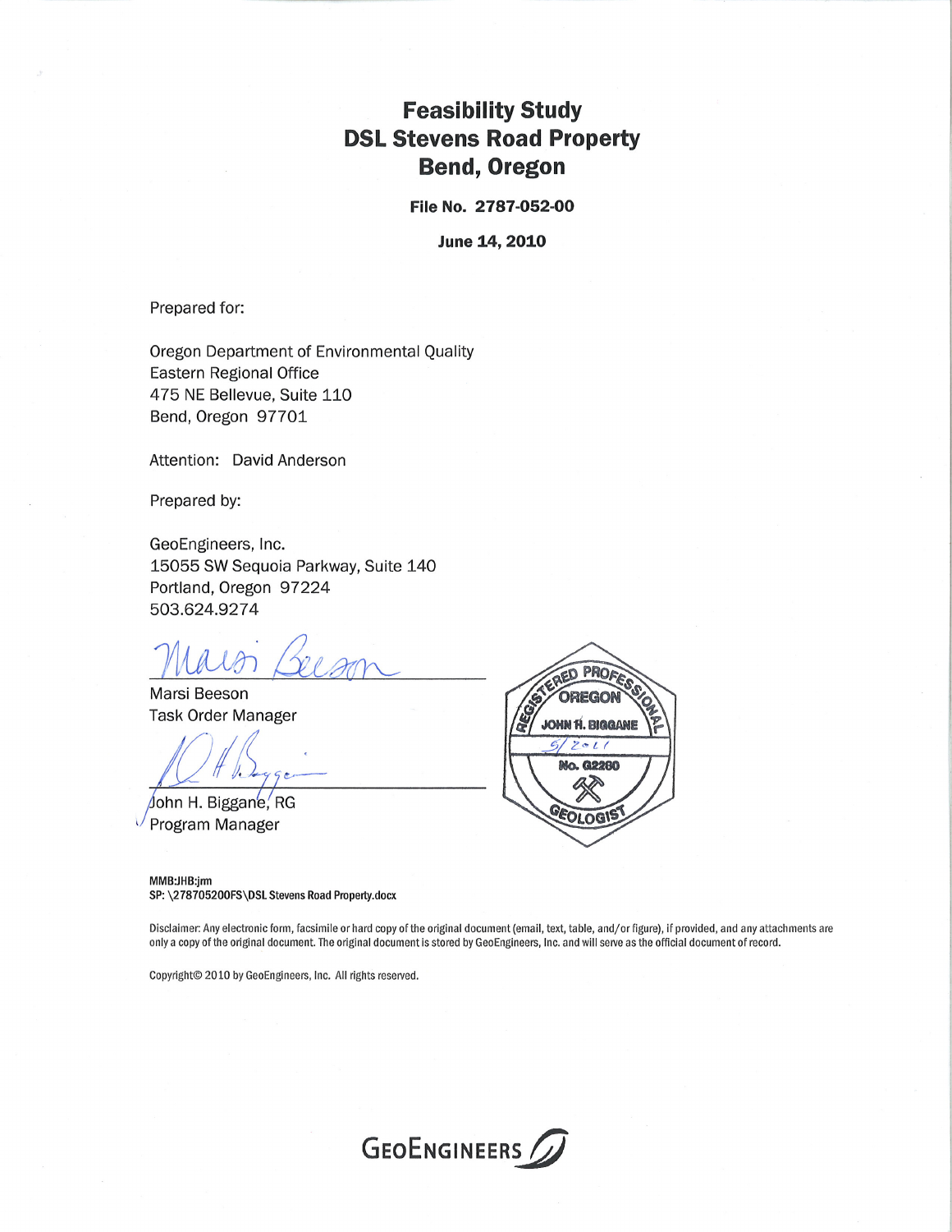# Feasibility Study
# DSL Stevens Road Property
# Bend, Oregon

**File No. 2787-052-00**

**June 14, 2010**

Prepared for:

Oregon Department of Environmental Quality
Eastern Regional Office
475 NE Bellevue, Suite 110
Bend, Oregon 97701

Attention: David Anderson

Prepared by:

GeoEngineers, Inc.
15055 SW Sequoia Parkway, Suite 140
Portland, Oregon 97224
503.624.9274

Marsi Beeson
Task Order Manager

John H. Biggane, RG
Program Manager

REGISTERED PROFESSIONAL OREGON JOHN H. BIGGANE 9/2011 No. G2280 GEOLOGIST

MMB:JHB:jrm
SP: \278705200FS\DSL Stevens Road Property.docx

Disclaimer: Any electronic form, facsimile or hard copy of the original document (email, text, table, and/or figure), if provided, and any attachments are only a copy of the original document. The original document is stored by GeoEngineers, Inc. and will serve as the official document of record.

Copyright© 2010 by GeoEngineers, Inc. All rights reserved.

GEOENGINEERS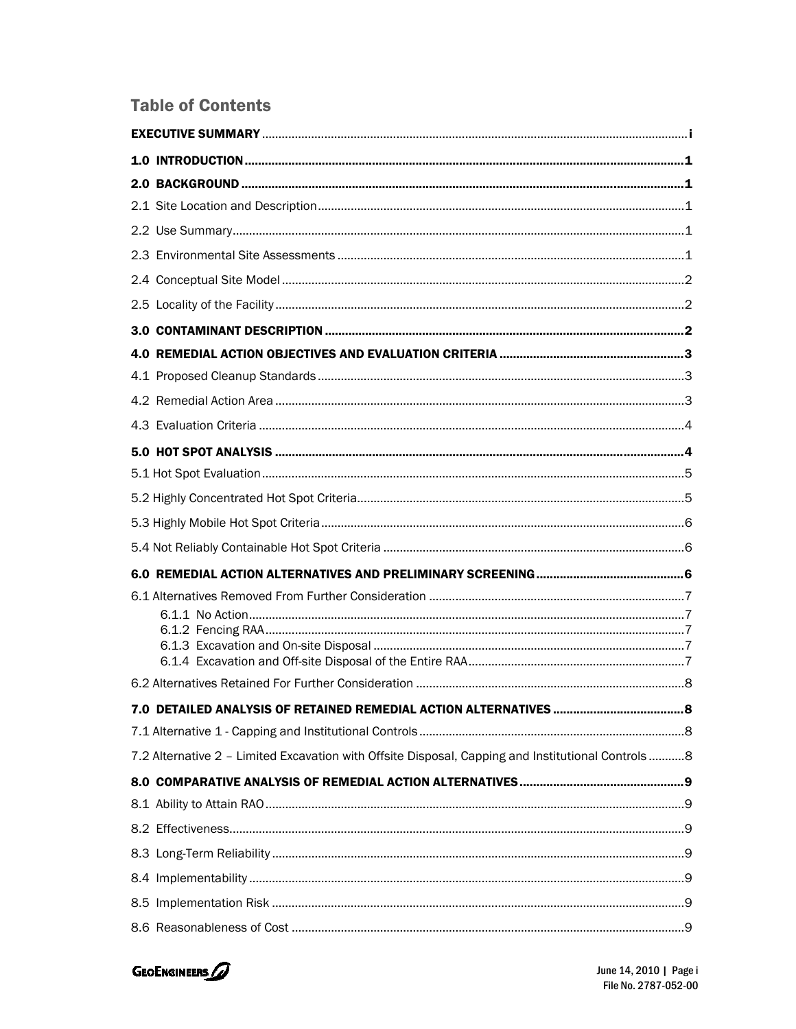## Table of Contents

**EXECUTIVE SUMMARY** ..... i

**1.0 INTRODUCTION** ..... 1

**2.0 BACKGROUND** ..... 1

2.1 Site Location and Description ..... 1

2.2 Use Summary ..... 1

2.3 Environmental Site Assessments ..... 1

2.4 Conceptual Site Model ..... 2

2.5 Locality of the Facility ..... 2

**3.0 CONTAMINANT DESCRIPTION** ..... 2

**4.0 REMEDIAL ACTION OBJECTIVES AND EVALUATION CRITERIA** ..... 3

4.1 Proposed Cleanup Standards ..... 3

4.2 Remedial Action Area ..... 3

4.3 Evaluation Criteria ..... 4

**5.0 HOT SPOT ANALYSIS** ..... 4

5.1 Hot Spot Evaluation ..... 5

5.2 Highly Concentrated Hot Spot Criteria ..... 5

5.3 Highly Mobile Hot Spot Criteria ..... 6

5.4 Not Reliably Containable Hot Spot Criteria ..... 6

**6.0 REMEDIAL ACTION ALTERNATIVES AND PRELIMINARY SCREENING** ..... 6

6.1 Alternatives Removed From Further Consideration ..... 7

- 6.1.1 No Action ..... 7
- 6.1.2 Fencing RAA ..... 7
- 6.1.3 Excavation and On-site Disposal ..... 7
- 6.1.4 Excavation and Off-site Disposal of the Entire RAA ..... 7

6.2 Alternatives Retained For Further Consideration ..... 8

**7.0 DETAILED ANALYSIS OF RETAINED REMEDIAL ACTION ALTERNATIVES** ..... 8

7.1 Alternative 1 - Capping and Institutional Controls ..... 8

7.2 Alternative 2 – Limited Excavation with Offsite Disposal, Capping and Institutional Controls ..... 8

**8.0 COMPARATIVE ANALYSIS OF REMEDIAL ACTION ALTERNATIVES** ..... 9

8.1 Ability to Attain RAO ..... 9

8.2 Effectiveness ..... 9

8.3 Long-Term Reliability ..... 9

8.4 Implementability ..... 9

8.5 Implementation Risk ..... 9

8.6 Reasonableness of Cost ..... 9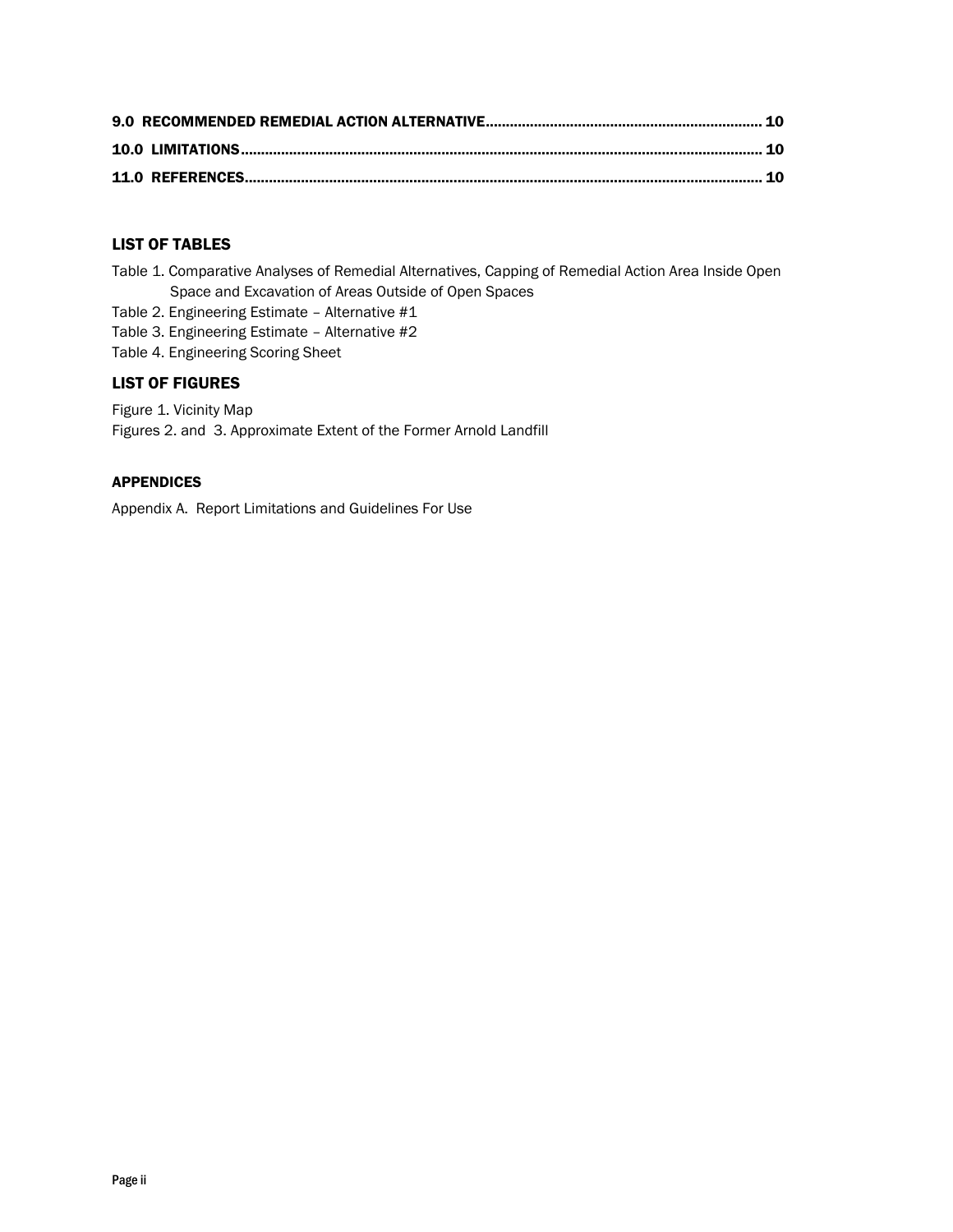**9.0 RECOMMENDED REMEDIAL ACTION ALTERNATIVE.................................................................... 10**

**10.0 LIMITATIONS............................................................................................................................ 10**

**11.0 REFERENCES........................................................................................................................... 10**

## LIST OF TABLES

Table 1. Comparative Analyses of Remedial Alternatives, Capping of Remedial Action Area Inside Open Space and Excavation of Areas Outside of Open Spaces

Table 2. Engineering Estimate – Alternative #1

Table 3. Engineering Estimate – Alternative #2

Table 4. Engineering Scoring Sheet

## LIST OF FIGURES

Figure 1. Vicinity Map

Figures 2. and 3. Approximate Extent of the Former Arnold Landfill

### APPENDICES

Appendix A. Report Limitations and Guidelines For Use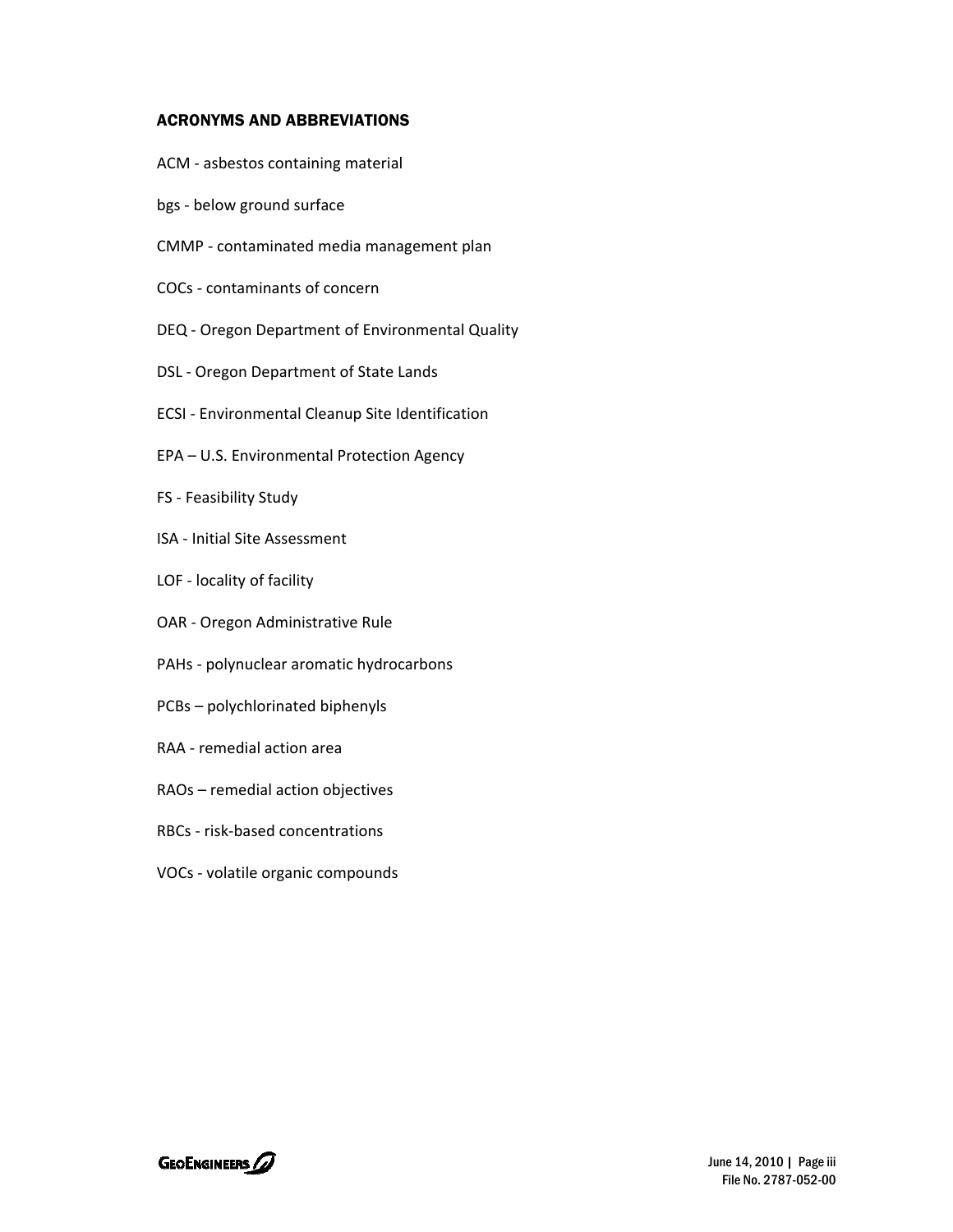## ACRONYMS AND ABBREVIATIONS

ACM - asbestos containing material

bgs - below ground surface

CMMP - contaminated media management plan

COCs - contaminants of concern

DEQ - Oregon Department of Environmental Quality

DSL - Oregon Department of State Lands

ECSI - Environmental Cleanup Site Identification

EPA – U.S. Environmental Protection Agency

FS - Feasibility Study

ISA - Initial Site Assessment

LOF - locality of facility

OAR - Oregon Administrative Rule

PAHs - polynuclear aromatic hydrocarbons

PCBs – polychlorinated biphenyls

RAA - remedial action area

RAOs – remedial action objectives

RBCs - risk-based concentrations

VOCs - volatile organic compounds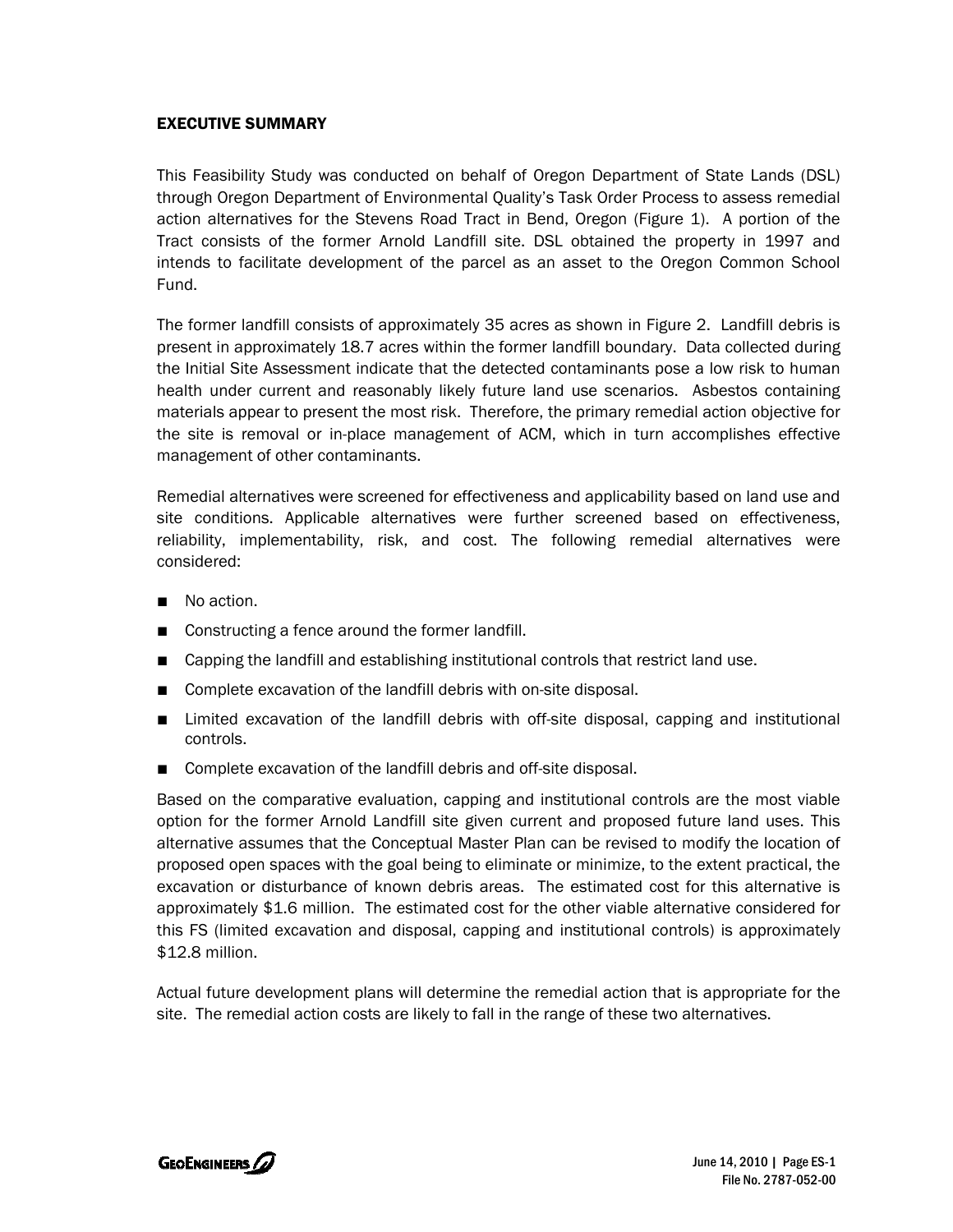## EXECUTIVE SUMMARY

This Feasibility Study was conducted on behalf of Oregon Department of State Lands (DSL) through Oregon Department of Environmental Quality's Task Order Process to assess remedial action alternatives for the Stevens Road Tract in Bend, Oregon (Figure 1). A portion of the Tract consists of the former Arnold Landfill site. DSL obtained the property in 1997 and intends to facilitate development of the parcel as an asset to the Oregon Common School Fund.

The former landfill consists of approximately 35 acres as shown in Figure 2. Landfill debris is present in approximately 18.7 acres within the former landfill boundary. Data collected during the Initial Site Assessment indicate that the detected contaminants pose a low risk to human health under current and reasonably likely future land use scenarios. Asbestos containing materials appear to present the most risk. Therefore, the primary remedial action objective for the site is removal or in-place management of ACM, which in turn accomplishes effective management of other contaminants.

Remedial alternatives were screened for effectiveness and applicability based on land use and site conditions. Applicable alternatives were further screened based on effectiveness, reliability, implementability, risk, and cost. The following remedial alternatives were considered:

- No action.
- Constructing a fence around the former landfill.
- Capping the landfill and establishing institutional controls that restrict land use.
- Complete excavation of the landfill debris with on-site disposal.
- Limited excavation of the landfill debris with off-site disposal, capping and institutional controls.
- Complete excavation of the landfill debris and off-site disposal.

Based on the comparative evaluation, capping and institutional controls are the most viable option for the former Arnold Landfill site given current and proposed future land uses. This alternative assumes that the Conceptual Master Plan can be revised to modify the location of proposed open spaces with the goal being to eliminate or minimize, to the extent practical, the excavation or disturbance of known debris areas. The estimated cost for this alternative is approximately $1.6 million. The estimated cost for the other viable alternative considered for this FS (limited excavation and disposal, capping and institutional controls) is approximately $12.8 million.

Actual future development plans will determine the remedial action that is appropriate for the site. The remedial action costs are likely to fall in the range of these two alternatives.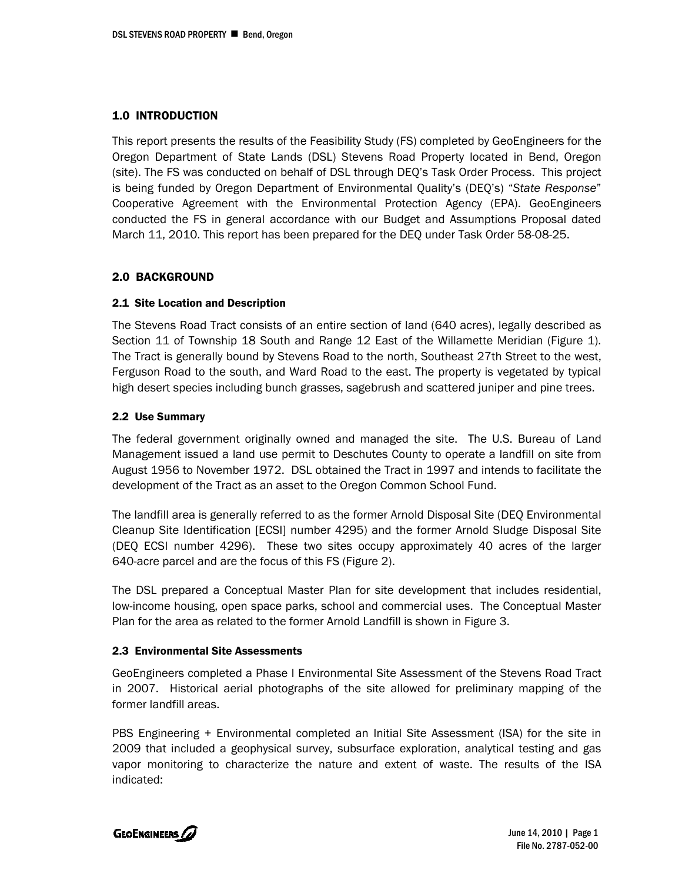## 1.0 INTRODUCTION

This report presents the results of the Feasibility Study (FS) completed by GeoEngineers for the Oregon Department of State Lands (DSL) Stevens Road Property located in Bend, Oregon (site). The FS was conducted on behalf of DSL through DEQ's Task Order Process. This project is being funded by Oregon Department of Environmental Quality's (DEQ's) "*State Response*" Cooperative Agreement with the Environmental Protection Agency (EPA). GeoEngineers conducted the FS in general accordance with our Budget and Assumptions Proposal dated March 11, 2010. This report has been prepared for the DEQ under Task Order 58-08-25.

## 2.0 BACKGROUND

### 2.1 Site Location and Description

The Stevens Road Tract consists of an entire section of land (640 acres), legally described as Section 11 of Township 18 South and Range 12 East of the Willamette Meridian (Figure 1). The Tract is generally bound by Stevens Road to the north, Southeast 27th Street to the west, Ferguson Road to the south, and Ward Road to the east. The property is vegetated by typical high desert species including bunch grasses, sagebrush and scattered juniper and pine trees.

### 2.2 Use Summary

The federal government originally owned and managed the site. The U.S. Bureau of Land Management issued a land use permit to Deschutes County to operate a landfill on site from August 1956 to November 1972. DSL obtained the Tract in 1997 and intends to facilitate the development of the Tract as an asset to the Oregon Common School Fund.

The landfill area is generally referred to as the former Arnold Disposal Site (DEQ Environmental Cleanup Site Identification [ECSI] number 4295) and the former Arnold Sludge Disposal Site (DEQ ECSI number 4296). These two sites occupy approximately 40 acres of the larger 640-acre parcel and are the focus of this FS (Figure 2).

The DSL prepared a Conceptual Master Plan for site development that includes residential, low-income housing, open space parks, school and commercial uses. The Conceptual Master Plan for the area as related to the former Arnold Landfill is shown in Figure 3.

### 2.3 Environmental Site Assessments

GeoEngineers completed a Phase I Environmental Site Assessment of the Stevens Road Tract in 2007. Historical aerial photographs of the site allowed for preliminary mapping of the former landfill areas.

PBS Engineering + Environmental completed an Initial Site Assessment (ISA) for the site in 2009 that included a geophysical survey, subsurface exploration, analytical testing and gas vapor monitoring to characterize the nature and extent of waste. The results of the ISA indicated: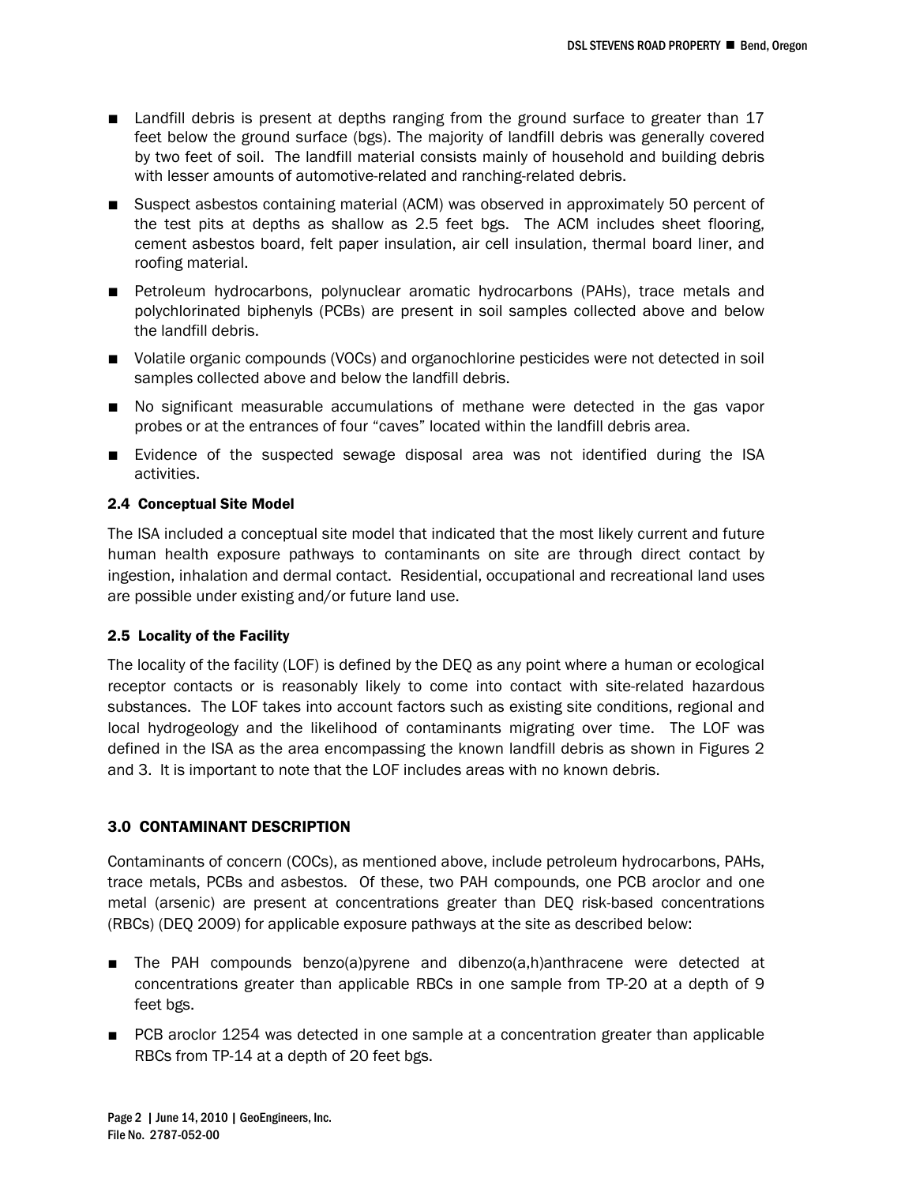- Landfill debris is present at depths ranging from the ground surface to greater than 17 feet below the ground surface (bgs). The majority of landfill debris was generally covered by two feet of soil. The landfill material consists mainly of household and building debris with lesser amounts of automotive-related and ranching-related debris.
- Suspect asbestos containing material (ACM) was observed in approximately 50 percent of the test pits at depths as shallow as 2.5 feet bgs. The ACM includes sheet flooring, cement asbestos board, felt paper insulation, air cell insulation, thermal board liner, and roofing material.
- Petroleum hydrocarbons, polynuclear aromatic hydrocarbons (PAHs), trace metals and polychlorinated biphenyls (PCBs) are present in soil samples collected above and below the landfill debris.
- Volatile organic compounds (VOCs) and organochlorine pesticides were not detected in soil samples collected above and below the landfill debris.
- No significant measurable accumulations of methane were detected in the gas vapor probes or at the entrances of four "caves" located within the landfill debris area.
- Evidence of the suspected sewage disposal area was not identified during the ISA activities.

### 2.4 Conceptual Site Model

The ISA included a conceptual site model that indicated that the most likely current and future human health exposure pathways to contaminants on site are through direct contact by ingestion, inhalation and dermal contact. Residential, occupational and recreational land uses are possible under existing and/or future land use.

### 2.5 Locality of the Facility

The locality of the facility (LOF) is defined by the DEQ as any point where a human or ecological receptor contacts or is reasonably likely to come into contact with site-related hazardous substances. The LOF takes into account factors such as existing site conditions, regional and local hydrogeology and the likelihood of contaminants migrating over time. The LOF was defined in the ISA as the area encompassing the known landfill debris as shown in Figures 2 and 3. It is important to note that the LOF includes areas with no known debris.

## 3.0 CONTAMINANT DESCRIPTION

Contaminants of concern (COCs), as mentioned above, include petroleum hydrocarbons, PAHs, trace metals, PCBs and asbestos. Of these, two PAH compounds, one PCB aroclor and one metal (arsenic) are present at concentrations greater than DEQ risk-based concentrations (RBCs) (DEQ 2009) for applicable exposure pathways at the site as described below:

- The PAH compounds benzo(a)pyrene and dibenzo(a,h)anthracene were detected at concentrations greater than applicable RBCs in one sample from TP-20 at a depth of 9 feet bgs.
- PCB aroclor 1254 was detected in one sample at a concentration greater than applicable RBCs from TP-14 at a depth of 20 feet bgs.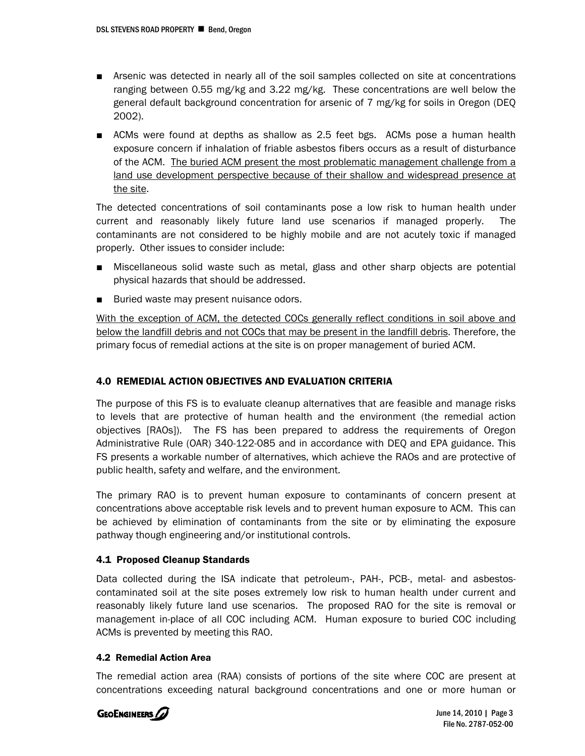- Arsenic was detected in nearly all of the soil samples collected on site at concentrations ranging between 0.55 mg/kg and 3.22 mg/kg. These concentrations are well below the general default background concentration for arsenic of 7 mg/kg for soils in Oregon (DEQ 2002).
- ACMs were found at depths as shallow as 2.5 feet bgs. ACMs pose a human health exposure concern if inhalation of friable asbestos fibers occurs as a result of disturbance of the ACM. <u>The buried ACM present the most problematic management challenge from a land use development perspective because of their shallow and widespread presence at the site</u>.

The detected concentrations of soil contaminants pose a low risk to human health under current and reasonably likely future land use scenarios if managed properly. The contaminants are not considered to be highly mobile and are not acutely toxic if managed properly. Other issues to consider include:

- Miscellaneous solid waste such as metal, glass and other sharp objects are potential physical hazards that should be addressed.
- Buried waste may present nuisance odors.

<u>With the exception of ACM, the detected COCs generally reflect conditions in soil above and below the landfill debris and not COCs that may be present in the landfill debris</u>. Therefore, the primary focus of remedial actions at the site is on proper management of buried ACM.

## 4.0 REMEDIAL ACTION OBJECTIVES AND EVALUATION CRITERIA

The purpose of this FS is to evaluate cleanup alternatives that are feasible and manage risks to levels that are protective of human health and the environment (the remedial action objectives [RAOs]). The FS has been prepared to address the requirements of Oregon Administrative Rule (OAR) 340-122-085 and in accordance with DEQ and EPA guidance. This FS presents a workable number of alternatives, which achieve the RAOs and are protective of public health, safety and welfare, and the environment.

The primary RAO is to prevent human exposure to contaminants of concern present at concentrations above acceptable risk levels and to prevent human exposure to ACM. This can be achieved by elimination of contaminants from the site or by eliminating the exposure pathway though engineering and/or institutional controls.

### 4.1 Proposed Cleanup Standards

Data collected during the ISA indicate that petroleum-, PAH-, PCB-, metal- and asbestos-contaminated soil at the site poses extremely low risk to human health under current and reasonably likely future land use scenarios. The proposed RAO for the site is removal or management in-place of all COC including ACM. Human exposure to buried COC including ACMs is prevented by meeting this RAO.

### 4.2 Remedial Action Area

The remedial action area (RAA) consists of portions of the site where COC are present at concentrations exceeding natural background concentrations and one or more human or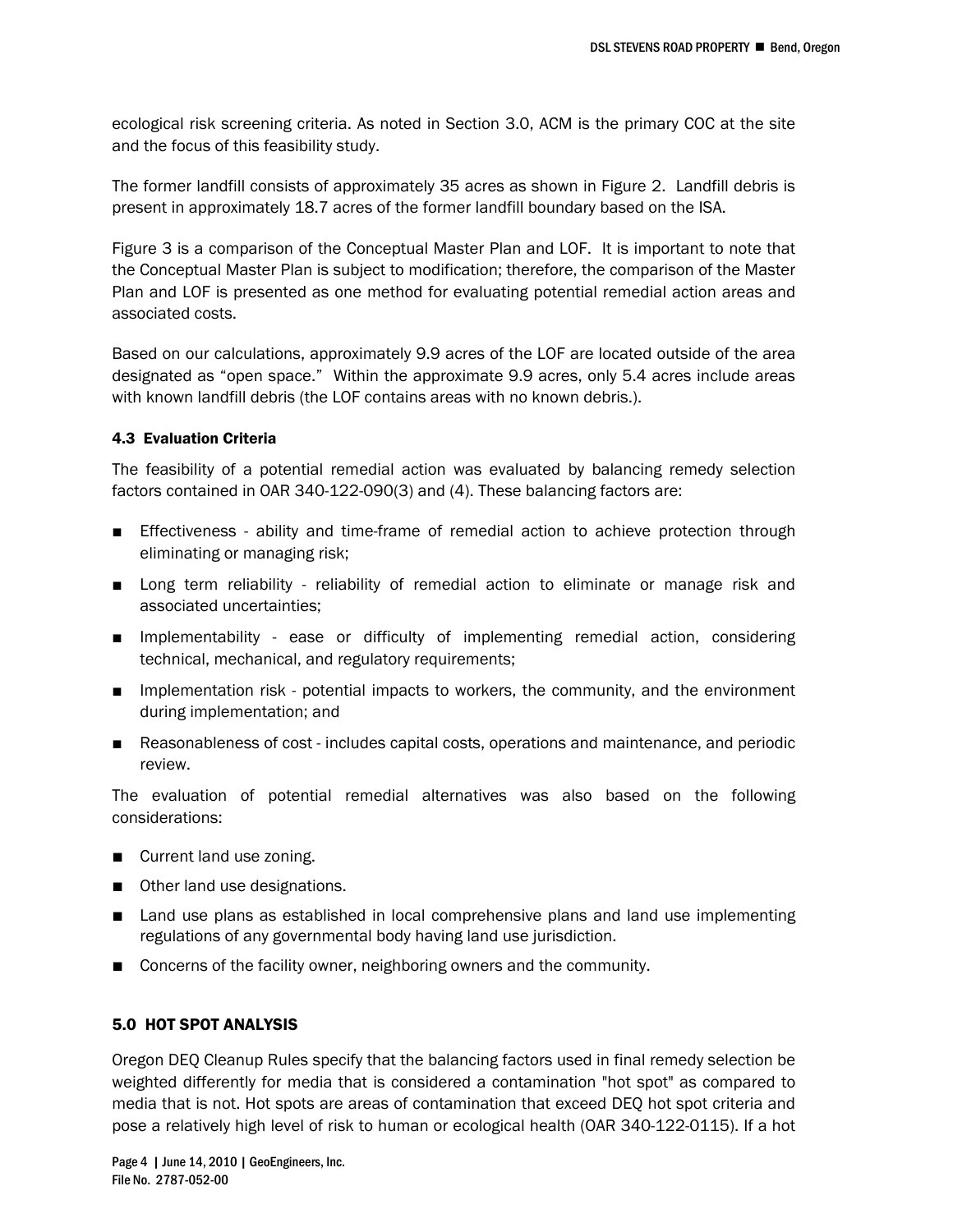ecological risk screening criteria. As noted in Section 3.0, ACM is the primary COC at the site and the focus of this feasibility study.

The former landfill consists of approximately 35 acres as shown in Figure 2. Landfill debris is present in approximately 18.7 acres of the former landfill boundary based on the ISA.

Figure 3 is a comparison of the Conceptual Master Plan and LOF. It is important to note that the Conceptual Master Plan is subject to modification; therefore, the comparison of the Master Plan and LOF is presented as one method for evaluating potential remedial action areas and associated costs.

Based on our calculations, approximately 9.9 acres of the LOF are located outside of the area designated as "open space." Within the approximate 9.9 acres, only 5.4 acres include areas with known landfill debris (the LOF contains areas with no known debris.).

### 4.3 Evaluation Criteria

The feasibility of a potential remedial action was evaluated by balancing remedy selection factors contained in OAR 340-122-090(3) and (4). These balancing factors are:

- Effectiveness - ability and time-frame of remedial action to achieve protection through eliminating or managing risk;
- Long term reliability - reliability of remedial action to eliminate or manage risk and associated uncertainties;
- Implementability - ease or difficulty of implementing remedial action, considering technical, mechanical, and regulatory requirements;
- Implementation risk - potential impacts to workers, the community, and the environment during implementation; and
- Reasonableness of cost - includes capital costs, operations and maintenance, and periodic review.

The evaluation of potential remedial alternatives was also based on the following considerations:

- Current land use zoning.
- Other land use designations.
- Land use plans as established in local comprehensive plans and land use implementing regulations of any governmental body having land use jurisdiction.
- Concerns of the facility owner, neighboring owners and the community.

## 5.0 HOT SPOT ANALYSIS

Oregon DEQ Cleanup Rules specify that the balancing factors used in final remedy selection be weighted differently for media that is considered a contamination "hot spot" as compared to media that is not. Hot spots are areas of contamination that exceed DEQ hot spot criteria and pose a relatively high level of risk to human or ecological health (OAR 340-122-0115). If a hot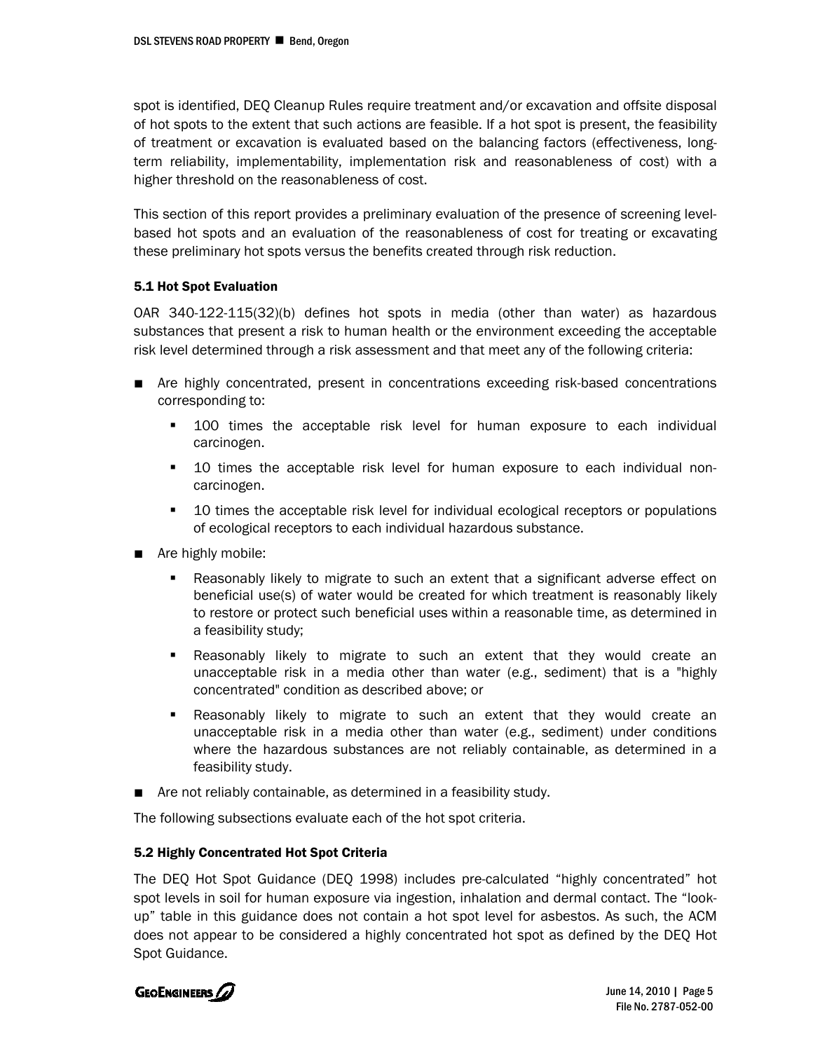spot is identified, DEQ Cleanup Rules require treatment and/or excavation and offsite disposal of hot spots to the extent that such actions are feasible. If a hot spot is present, the feasibility of treatment or excavation is evaluated based on the balancing factors (effectiveness, long-term reliability, implementability, implementation risk and reasonableness of cost) with a higher threshold on the reasonableness of cost.

This section of this report provides a preliminary evaluation of the presence of screening level-based hot spots and an evaluation of the reasonableness of cost for treating or excavating these preliminary hot spots versus the benefits created through risk reduction.

### 5.1 Hot Spot Evaluation

OAR 340-122-115(32)(b) defines hot spots in media (other than water) as hazardous substances that present a risk to human health or the environment exceeding the acceptable risk level determined through a risk assessment and that meet any of the following criteria:

- Are highly concentrated, present in concentrations exceeding risk-based concentrations corresponding to:
  - 100 times the acceptable risk level for human exposure to each individual carcinogen.
  - 10 times the acceptable risk level for human exposure to each individual non-carcinogen.
  - 10 times the acceptable risk level for individual ecological receptors or populations of ecological receptors to each individual hazardous substance.
- Are highly mobile:
  - Reasonably likely to migrate to such an extent that a significant adverse effect on beneficial use(s) of water would be created for which treatment is reasonably likely to restore or protect such beneficial uses within a reasonable time, as determined in a feasibility study;
  - Reasonably likely to migrate to such an extent that they would create an unacceptable risk in a media other than water (e.g., sediment) that is a "highly concentrated" condition as described above; or
  - Reasonably likely to migrate to such an extent that they would create an unacceptable risk in a media other than water (e.g., sediment) under conditions where the hazardous substances are not reliably containable, as determined in a feasibility study.
- Are not reliably containable, as determined in a feasibility study.

The following subsections evaluate each of the hot spot criteria.

### 5.2 Highly Concentrated Hot Spot Criteria

The DEQ Hot Spot Guidance (DEQ 1998) includes pre-calculated "highly concentrated" hot spot levels in soil for human exposure via ingestion, inhalation and dermal contact. The "look-up" table in this guidance does not contain a hot spot level for asbestos. As such, the ACM does not appear to be considered a highly concentrated hot spot as defined by the DEQ Hot Spot Guidance.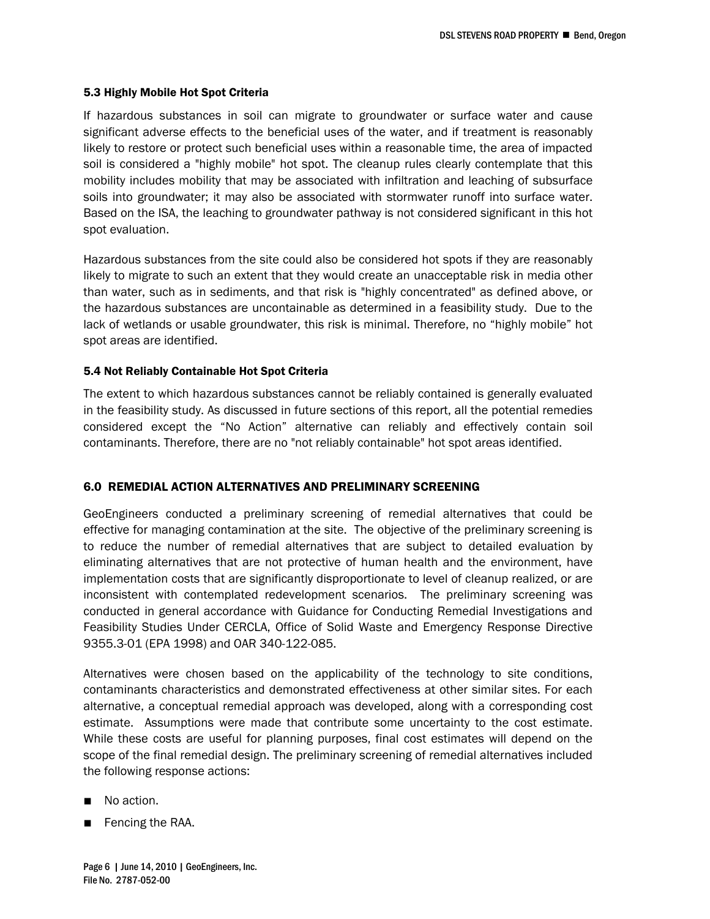### 5.3 Highly Mobile Hot Spot Criteria

If hazardous substances in soil can migrate to groundwater or surface water and cause significant adverse effects to the beneficial uses of the water, and if treatment is reasonably likely to restore or protect such beneficial uses within a reasonable time, the area of impacted soil is considered a "highly mobile" hot spot. The cleanup rules clearly contemplate that this mobility includes mobility that may be associated with infiltration and leaching of subsurface soils into groundwater; it may also be associated with stormwater runoff into surface water. Based on the ISA, the leaching to groundwater pathway is not considered significant in this hot spot evaluation.

Hazardous substances from the site could also be considered hot spots if they are reasonably likely to migrate to such an extent that they would create an unacceptable risk in media other than water, such as in sediments, and that risk is "highly concentrated" as defined above, or the hazardous substances are uncontainable as determined in a feasibility study. Due to the lack of wetlands or usable groundwater, this risk is minimal. Therefore, no "highly mobile" hot spot areas are identified.

### 5.4 Not Reliably Containable Hot Spot Criteria

The extent to which hazardous substances cannot be reliably contained is generally evaluated in the feasibility study. As discussed in future sections of this report, all the potential remedies considered except the "No Action" alternative can reliably and effectively contain soil contaminants. Therefore, there are no "not reliably containable" hot spot areas identified.

## 6.0 REMEDIAL ACTION ALTERNATIVES AND PRELIMINARY SCREENING

GeoEngineers conducted a preliminary screening of remedial alternatives that could be effective for managing contamination at the site. The objective of the preliminary screening is to reduce the number of remedial alternatives that are subject to detailed evaluation by eliminating alternatives that are not protective of human health and the environment, have implementation costs that are significantly disproportionate to level of cleanup realized, or are inconsistent with contemplated redevelopment scenarios. The preliminary screening was conducted in general accordance with Guidance for Conducting Remedial Investigations and Feasibility Studies Under CERCLA, Office of Solid Waste and Emergency Response Directive 9355.3-01 (EPA 1998) and OAR 340-122-085.

Alternatives were chosen based on the applicability of the technology to site conditions, contaminants characteristics and demonstrated effectiveness at other similar sites. For each alternative, a conceptual remedial approach was developed, along with a corresponding cost estimate. Assumptions were made that contribute some uncertainty to the cost estimate. While these costs are useful for planning purposes, final cost estimates will depend on the scope of the final remedial design. The preliminary screening of remedial alternatives included the following response actions:

- No action.
- Fencing the RAA.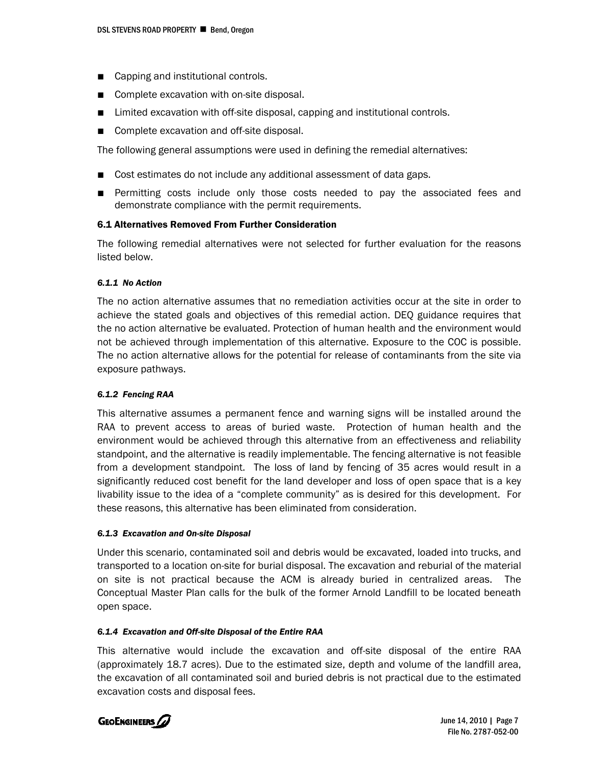- Capping and institutional controls.
- Complete excavation with on-site disposal.
- Limited excavation with off-site disposal, capping and institutional controls.
- Complete excavation and off-site disposal.

The following general assumptions were used in defining the remedial alternatives:

- Cost estimates do not include any additional assessment of data gaps.
- Permitting costs include only those costs needed to pay the associated fees and demonstrate compliance with the permit requirements.

### 6.1 Alternatives Removed From Further Consideration

The following remedial alternatives were not selected for further evaluation for the reasons listed below.

#### *6.1.1 No Action*

The no action alternative assumes that no remediation activities occur at the site in order to achieve the stated goals and objectives of this remedial action. DEQ guidance requires that the no action alternative be evaluated. Protection of human health and the environment would not be achieved through implementation of this alternative. Exposure to the COC is possible. The no action alternative allows for the potential for release of contaminants from the site via exposure pathways.

#### *6.1.2 Fencing RAA*

This alternative assumes a permanent fence and warning signs will be installed around the RAA to prevent access to areas of buried waste. Protection of human health and the environment would be achieved through this alternative from an effectiveness and reliability standpoint, and the alternative is readily implementable. The fencing alternative is not feasible from a development standpoint. The loss of land by fencing of 35 acres would result in a significantly reduced cost benefit for the land developer and loss of open space that is a key livability issue to the idea of a "complete community" as is desired for this development. For these reasons, this alternative has been eliminated from consideration.

#### *6.1.3 Excavation and On-site Disposal*

Under this scenario, contaminated soil and debris would be excavated, loaded into trucks, and transported to a location on-site for burial disposal. The excavation and reburial of the material on site is not practical because the ACM is already buried in centralized areas. The Conceptual Master Plan calls for the bulk of the former Arnold Landfill to be located beneath open space.

#### *6.1.4 Excavation and Off-site Disposal of the Entire RAA*

This alternative would include the excavation and off-site disposal of the entire RAA (approximately 18.7 acres). Due to the estimated size, depth and volume of the landfill area, the excavation of all contaminated soil and buried debris is not practical due to the estimated excavation costs and disposal fees.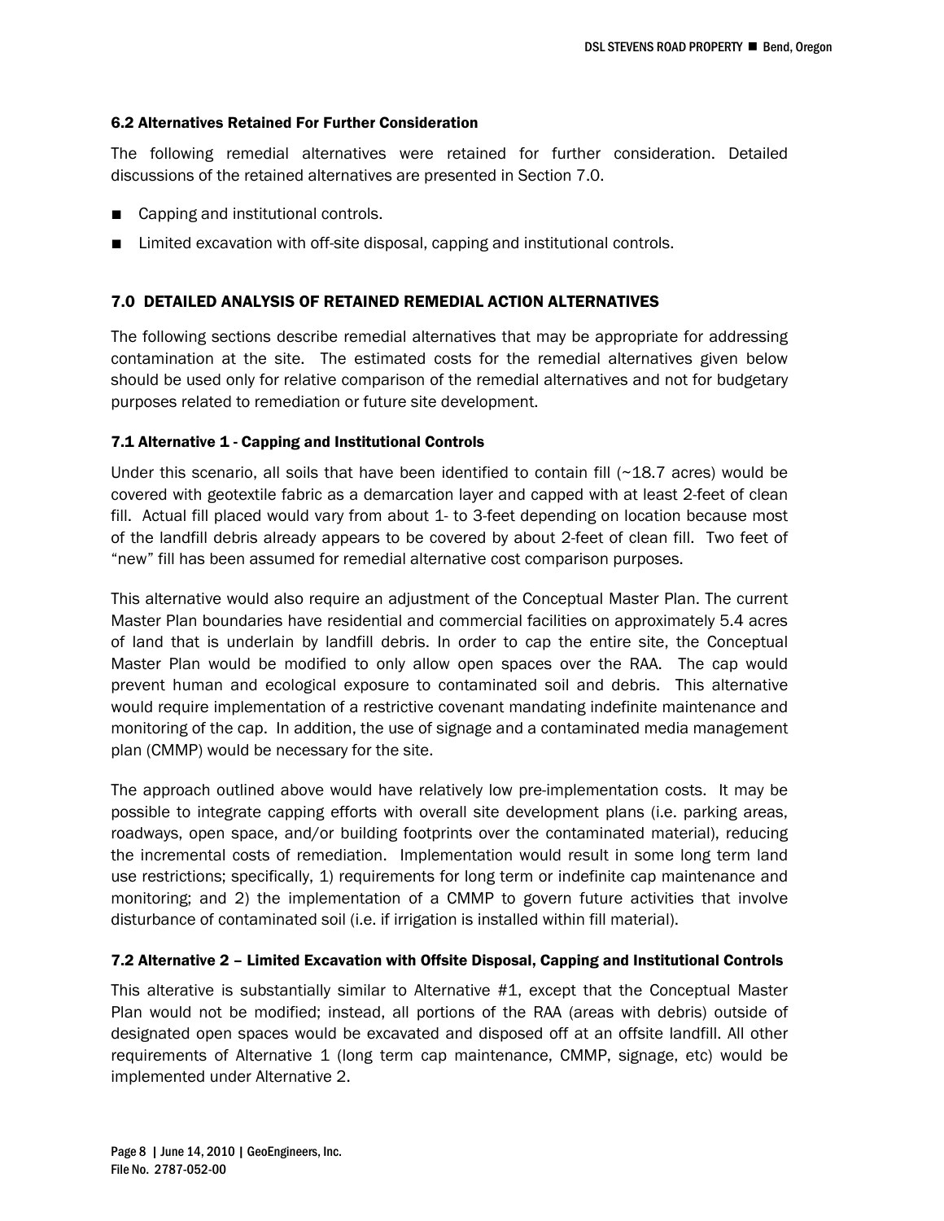### 6.2 Alternatives Retained For Further Consideration

The following remedial alternatives were retained for further consideration. Detailed discussions of the retained alternatives are presented in Section 7.0.

- Capping and institutional controls.
- Limited excavation with off-site disposal, capping and institutional controls.

## 7.0 DETAILED ANALYSIS OF RETAINED REMEDIAL ACTION ALTERNATIVES

The following sections describe remedial alternatives that may be appropriate for addressing contamination at the site. The estimated costs for the remedial alternatives given below should be used only for relative comparison of the remedial alternatives and not for budgetary purposes related to remediation or future site development.

### 7.1 Alternative 1 - Capping and Institutional Controls

Under this scenario, all soils that have been identified to contain fill (~18.7 acres) would be covered with geotextile fabric as a demarcation layer and capped with at least 2-feet of clean fill. Actual fill placed would vary from about 1- to 3-feet depending on location because most of the landfill debris already appears to be covered by about 2-feet of clean fill. Two feet of "new" fill has been assumed for remedial alternative cost comparison purposes.

This alternative would also require an adjustment of the Conceptual Master Plan. The current Master Plan boundaries have residential and commercial facilities on approximately 5.4 acres of land that is underlain by landfill debris. In order to cap the entire site, the Conceptual Master Plan would be modified to only allow open spaces over the RAA. The cap would prevent human and ecological exposure to contaminated soil and debris. This alternative would require implementation of a restrictive covenant mandating indefinite maintenance and monitoring of the cap. In addition, the use of signage and a contaminated media management plan (CMMP) would be necessary for the site.

The approach outlined above would have relatively low pre-implementation costs. It may be possible to integrate capping efforts with overall site development plans (i.e. parking areas, roadways, open space, and/or building footprints over the contaminated material), reducing the incremental costs of remediation. Implementation would result in some long term land use restrictions; specifically, 1) requirements for long term or indefinite cap maintenance and monitoring; and 2) the implementation of a CMMP to govern future activities that involve disturbance of contaminated soil (i.e. if irrigation is installed within fill material).

### 7.2 Alternative 2 – Limited Excavation with Offsite Disposal, Capping and Institutional Controls

This alterative is substantially similar to Alternative #1, except that the Conceptual Master Plan would not be modified; instead, all portions of the RAA (areas with debris) outside of designated open spaces would be excavated and disposed off at an offsite landfill. All other requirements of Alternative 1 (long term cap maintenance, CMMP, signage, etc) would be implemented under Alternative 2.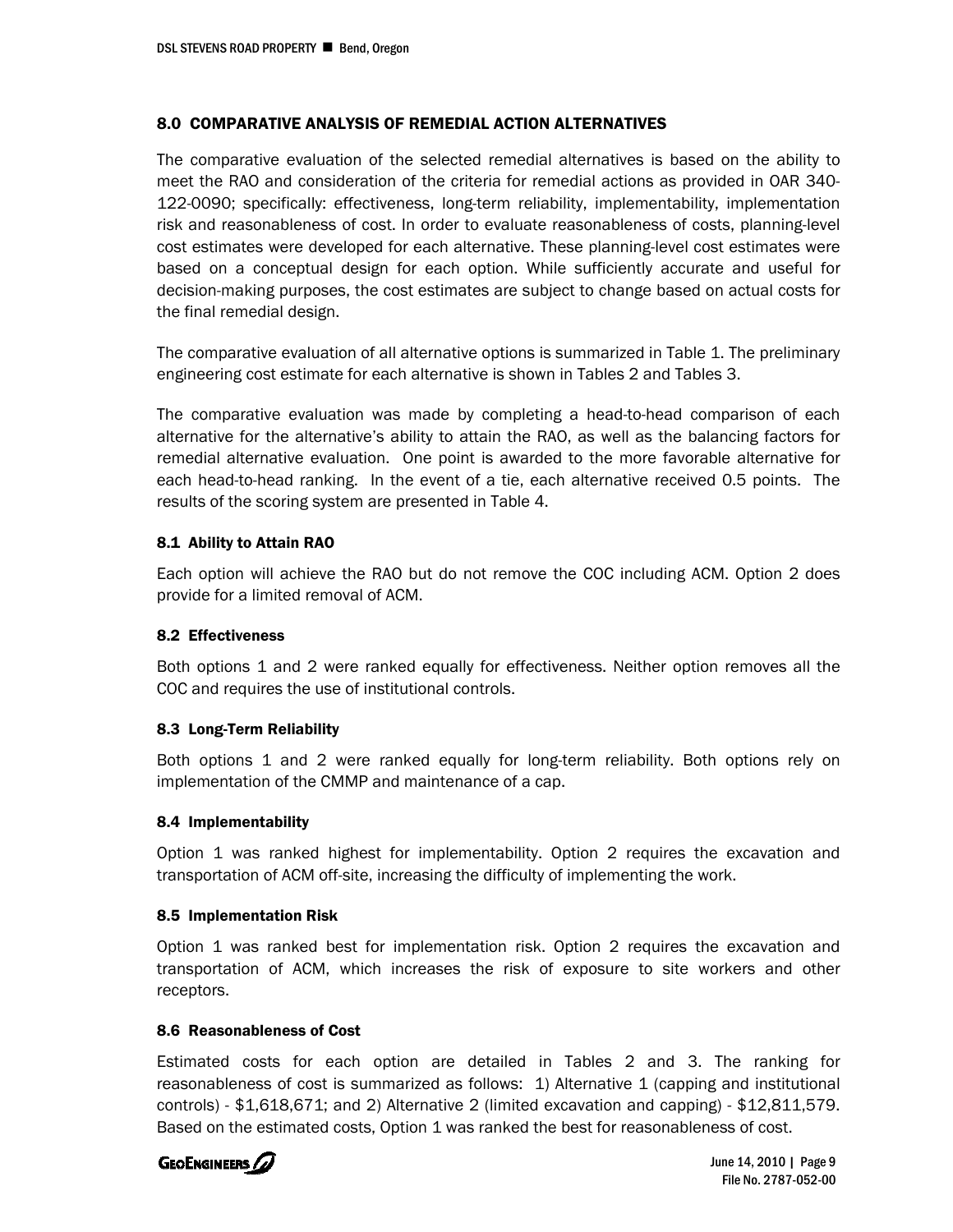## 8.0 COMPARATIVE ANALYSIS OF REMEDIAL ACTION ALTERNATIVES

The comparative evaluation of the selected remedial alternatives is based on the ability to meet the RAO and consideration of the criteria for remedial actions as provided in OAR 340-122-0090; specifically: effectiveness, long-term reliability, implementability, implementation risk and reasonableness of cost. In order to evaluate reasonableness of costs, planning-level cost estimates were developed for each alternative. These planning-level cost estimates were based on a conceptual design for each option. While sufficiently accurate and useful for decision-making purposes, the cost estimates are subject to change based on actual costs for the final remedial design.

The comparative evaluation of all alternative options is summarized in Table 1. The preliminary engineering cost estimate for each alternative is shown in Tables 2 and Tables 3.

The comparative evaluation was made by completing a head-to-head comparison of each alternative for the alternative's ability to attain the RAO, as well as the balancing factors for remedial alternative evaluation. One point is awarded to the more favorable alternative for each head-to-head ranking. In the event of a tie, each alternative received 0.5 points. The results of the scoring system are presented in Table 4.

### 8.1 Ability to Attain RAO

Each option will achieve the RAO but do not remove the COC including ACM. Option 2 does provide for a limited removal of ACM.

### 8.2 Effectiveness

Both options 1 and 2 were ranked equally for effectiveness. Neither option removes all the COC and requires the use of institutional controls.

### 8.3 Long-Term Reliability

Both options 1 and 2 were ranked equally for long-term reliability. Both options rely on implementation of the CMMP and maintenance of a cap.

### 8.4 Implementability

Option 1 was ranked highest for implementability. Option 2 requires the excavation and transportation of ACM off-site, increasing the difficulty of implementing the work.

### 8.5 Implementation Risk

Option 1 was ranked best for implementation risk. Option 2 requires the excavation and transportation of ACM, which increases the risk of exposure to site workers and other receptors.

### 8.6 Reasonableness of Cost

Estimated costs for each option are detailed in Tables 2 and 3. The ranking for reasonableness of cost is summarized as follows: 1) Alternative 1 (capping and institutional controls) - $1,618,671; and 2) Alternative 2 (limited excavation and capping) - $12,811,579. Based on the estimated costs, Option 1 was ranked the best for reasonableness of cost.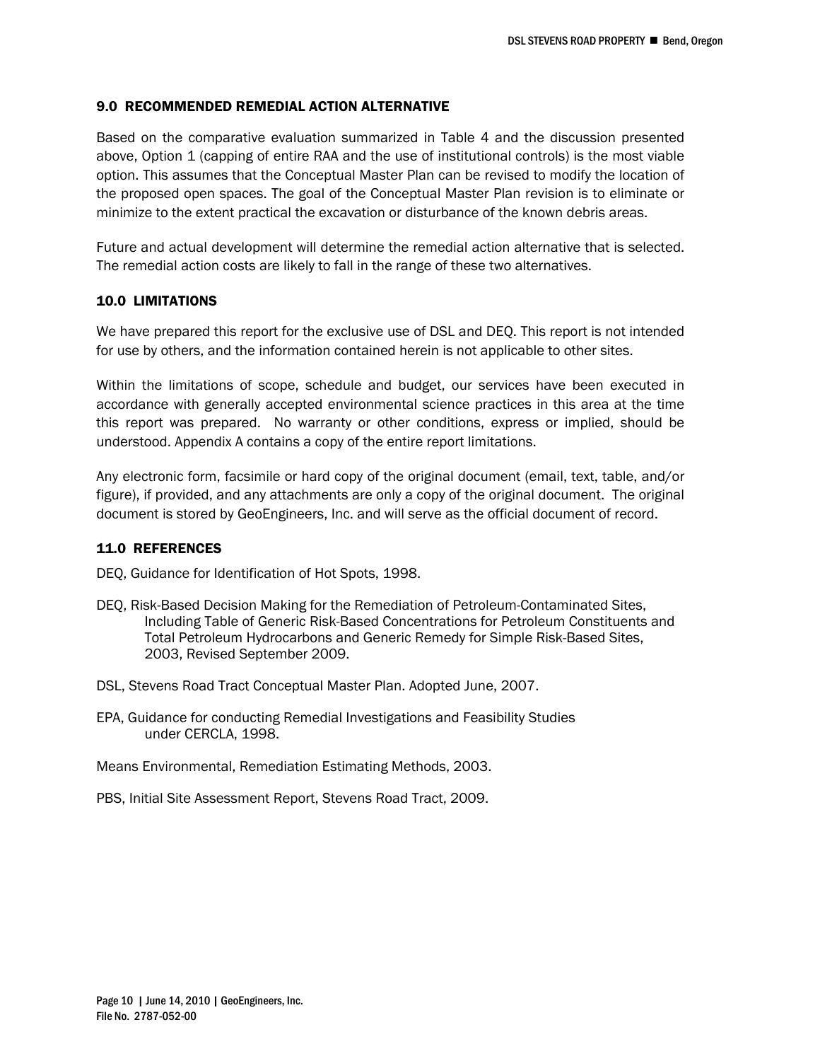## 9.0 RECOMMENDED REMEDIAL ACTION ALTERNATIVE

Based on the comparative evaluation summarized in Table 4 and the discussion presented above, Option 1 (capping of entire RAA and the use of institutional controls) is the most viable option. This assumes that the Conceptual Master Plan can be revised to modify the location of the proposed open spaces. The goal of the Conceptual Master Plan revision is to eliminate or minimize to the extent practical the excavation or disturbance of the known debris areas.

Future and actual development will determine the remedial action alternative that is selected. The remedial action costs are likely to fall in the range of these two alternatives.

## 10.0 LIMITATIONS

We have prepared this report for the exclusive use of DSL and DEQ. This report is not intended for use by others, and the information contained herein is not applicable to other sites.

Within the limitations of scope, schedule and budget, our services have been executed in accordance with generally accepted environmental science practices in this area at the time this report was prepared. No warranty or other conditions, express or implied, should be understood. Appendix A contains a copy of the entire report limitations.

Any electronic form, facsimile or hard copy of the original document (email, text, table, and/or figure), if provided, and any attachments are only a copy of the original document. The original document is stored by GeoEngineers, Inc. and will serve as the official document of record.

## 11.0 REFERENCES

DEQ, Guidance for Identification of Hot Spots, 1998.

DEQ, Risk-Based Decision Making for the Remediation of Petroleum-Contaminated Sites, Including Table of Generic Risk-Based Concentrations for Petroleum Constituents and Total Petroleum Hydrocarbons and Generic Remedy for Simple Risk-Based Sites, 2003, Revised September 2009.

DSL, Stevens Road Tract Conceptual Master Plan. Adopted June, 2007.

EPA, Guidance for conducting Remedial Investigations and Feasibility Studies under CERCLA, 1998.

Means Environmental, Remediation Estimating Methods, 2003.

PBS, Initial Site Assessment Report, Stevens Road Tract, 2009.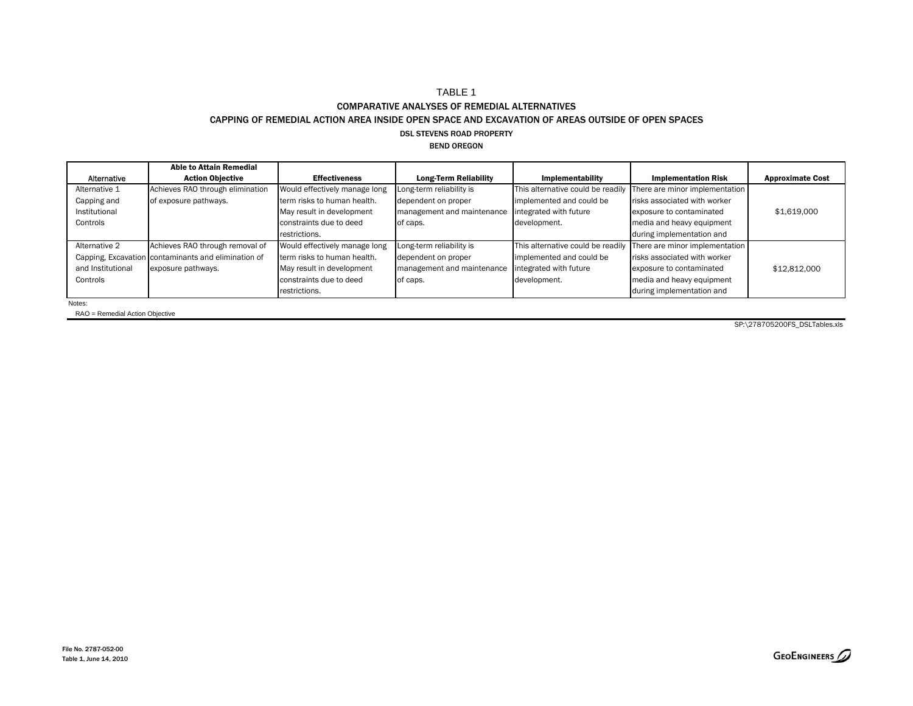# TABLE 1

## COMPARATIVE ANALYSES OF REMEDIAL ALTERNATIVES

## CAPPING OF REMEDIAL ACTION AREA INSIDE OPEN SPACE AND EXCAVATION OF AREAS OUTSIDE OF OPEN SPACES

### DSL STEVENS ROAD PROPERTY

### BEND OREGON

| Alternative | Able to Attain Remedial Action Objective | Effectiveness | Long-Term Reliability | Implementability | Implementation Risk | Approximate Cost |
|---|---|---|---|---|---|---|
| Alternative 1 Capping and Institutional Controls | Achieves RAO through elimination of exposure pathways. | Would effectively manage long term risks to human health. May result in development constraints due to deed restrictions. | Long-term reliability is dependent on proper management and maintenance of caps. | This alternative could be readily implemented and could be integrated with future development. | There are minor implementation risks associated with worker exposure to contaminated media and heavy equipment during implementation and | $1,619,000 |
| Alternative 2 Capping, Excavation and Institutional Controls | Achieves RAO through removal of contaminants and elimination of exposure pathways. | Would effectively manage long term risks to human health. May result in development constraints due to deed restrictions. | Long-term reliability is dependent on proper management and maintenance of caps. | This alternative could be readily implemented and could be integrated with future development. | There are minor implementation risks associated with worker exposure to contaminated media and heavy equipment during implementation and | $12,812,000 |

Notes:

RAO = Remedial Action Objective

SP:\278705200FS_DSLTables.xls

File No. 2787-052-00
Table 1, June 14, 2010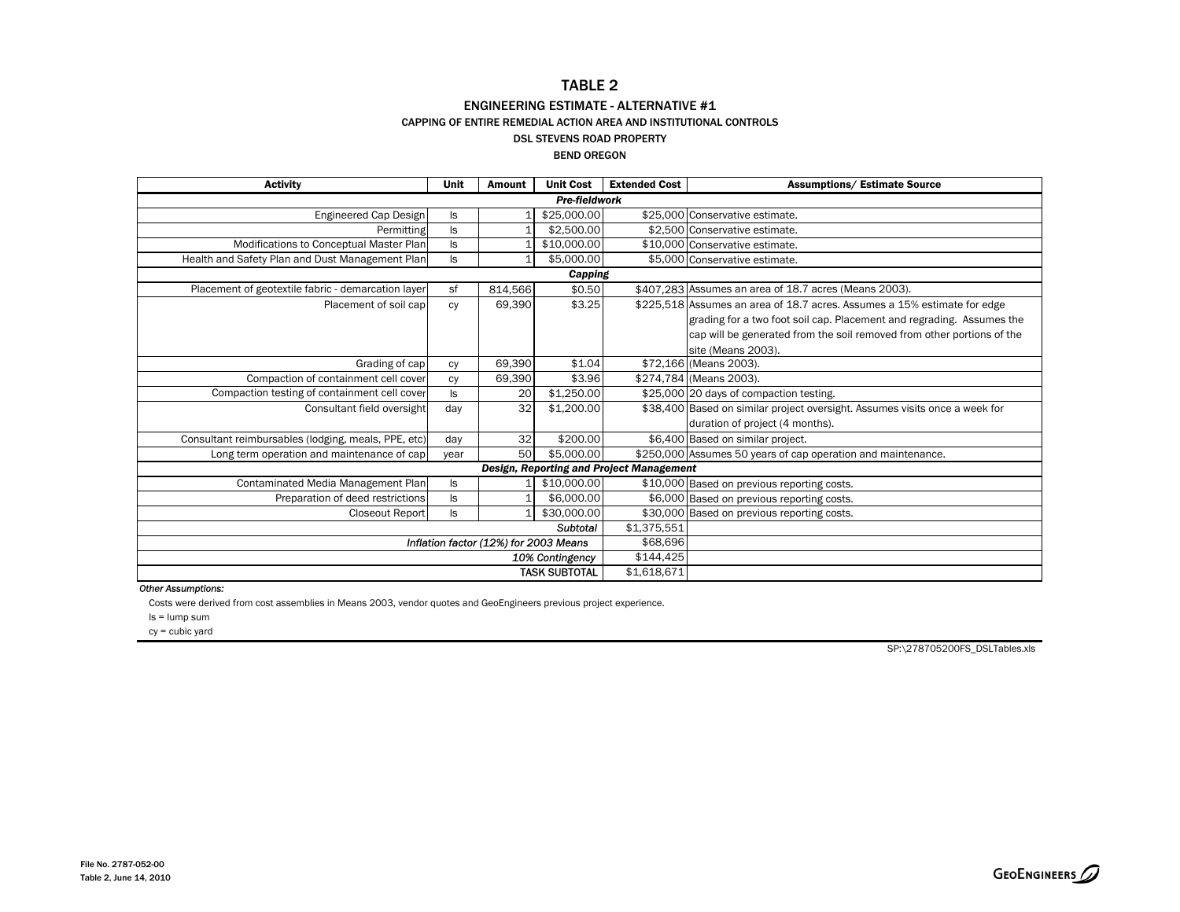# TABLE 2

## ENGINEERING ESTIMATE - ALTERNATIVE #1

### CAPPING OF ENTIRE REMEDIAL ACTION AREA AND INSTITUTIONAL CONTROLS

### DSL STEVENS ROAD PROPERTY

### BEND OREGON

| Activity | Unit | Amount | Unit Cost | Extended Cost | Assumptions/ Estimate Source |
|---|---|---|---|---|---|
| ***Pre-fieldwork*** | | | | | |
| Engineered Cap Design | ls | 1 | $25,000.00 | $25,000 | Conservative estimate. |
| Permitting | ls | 1 | $2,500.00 | $2,500 | Conservative estimate. |
| Modifications to Conceptual Master Plan | ls | 1 | $10,000.00 | $10,000 | Conservative estimate. |
| Health and Safety Plan and Dust Management Plan | ls | 1 | $5,000.00 | $5,000 | Conservative estimate. |
| ***Capping*** | | | | | |
| Placement of geotextile fabric - demarcation layer | sf | 814,566 | $0.50 | $407,283 | Assumes an area of 18.7 acres (Means 2003). |
| Placement of soil cap | cy | 69,390 | $3.25 | $225,518 | Assumes an area of 18.7 acres. Assumes a 15% estimate for edge grading for a two foot soil cap. Placement and regrading. Assumes the cap will be generated from the soil removed from other portions of the site (Means 2003). |
| Grading of cap | cy | 69,390 | $1.04 | $72,166 | (Means 2003). |
| Compaction of containment cell cover | cy | 69,390 | $3.96 | $274,784 | (Means 2003). |
| Compaction testing of containment cell cover | ls | 20 | $1,250.00 | $25,000 | 20 days of compaction testing. |
| Consultant field oversight | day | 32 | $1,200.00 | $38,400 | Based on similar project oversight. Assumes visits once a week for duration of project (4 months). |
| Consultant reimbursables (lodging, meals, PPE, etc) | day | 32 | $200.00 | $6,400 | Based on similar project. |
| Long term operation and maintenance of cap | year | 50 | $5,000.00 | $250,000 | Assumes 50 years of cap operation and maintenance. |
| ***Design, Reporting and Project Management*** | | | | | |
| Contaminated Media Management Plan | ls | 1 | $10,000.00 | $10,000 | Based on previous reporting costs. |
| Preparation of deed restrictions | ls | 1 | $6,000.00 | $6,000 | Based on previous reporting costs. |
| Closeout Report | ls | 1 | $30,000.00 | $30,000 | Based on previous reporting costs. |
| | | | *Subtotal* | $1,375,551 | |
| | | | *Inflation factor (12%) for 2003 Means* | $68,696 | |
| | | | *10% Contingency* | $144,425 | |
| | | | TASK SUBTOTAL | $1,618,671 | |

*Other Assumptions:*

Costs were derived from cost assemblies in Means 2003, vendor quotes and GeoEngineers previous project experience.

ls = lump sum

cy = cubic yard

SP:\278705200FS_DSLTables.xls

File No. 2787-052-00
Table 2, June 14, 2010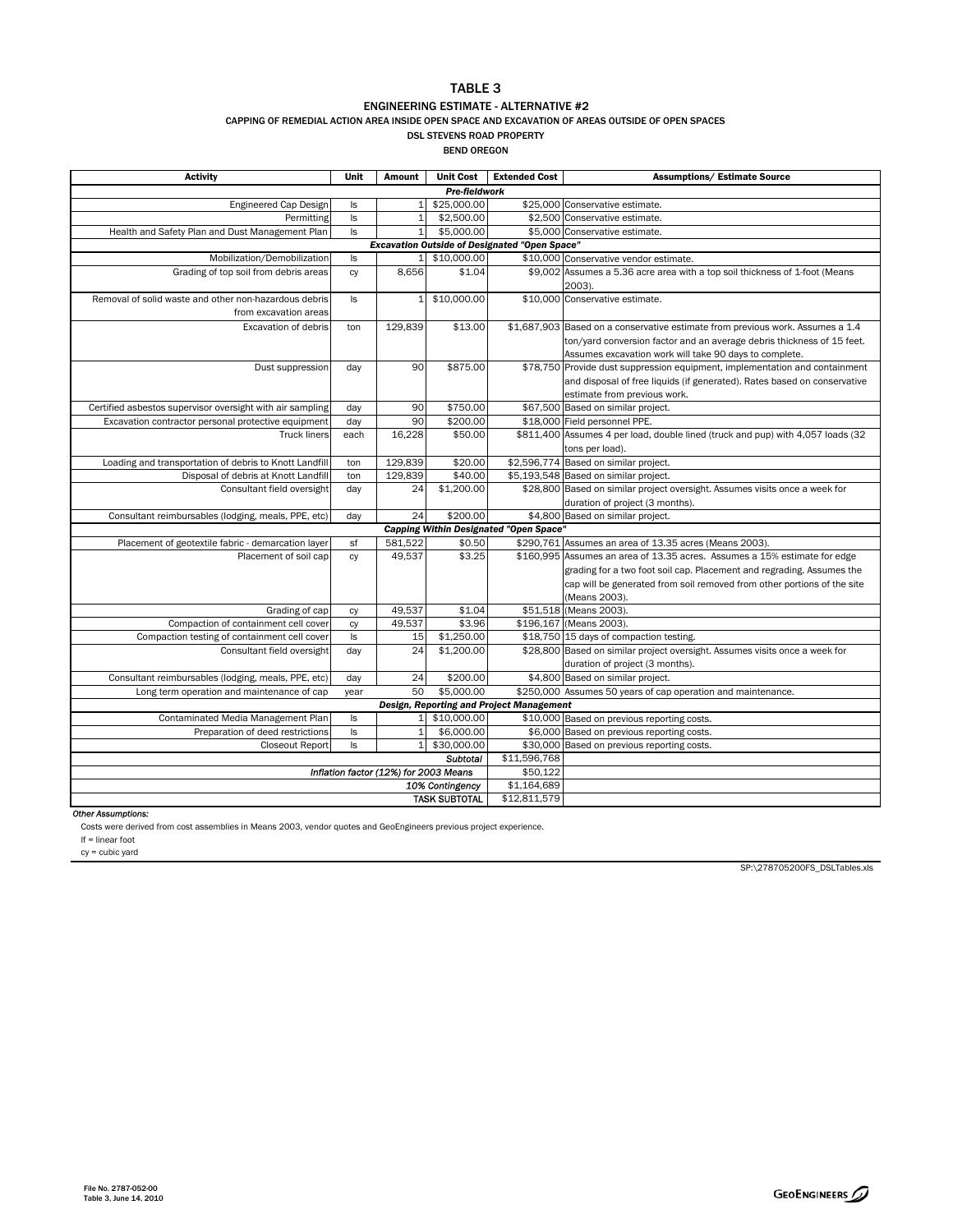# TABLE 3

## ENGINEERING ESTIMATE - ALTERNATIVE #2

### CAPPING OF REMEDIAL ACTION AREA INSIDE OPEN SPACE AND EXCAVATION OF AREAS OUTSIDE OF OPEN SPACES

DSL STEVENS ROAD PROPERTY

BEND OREGON

| Activity | Unit | Amount | Unit Cost | Extended Cost | Assumptions/ Estimate Source |
|---|---|---|---|---|---|
| *Pre-fieldwork* | | | | | |
| Engineered Cap Design | ls | 1 | $25,000.00 | $25,000 | Conservative estimate. |
| Permitting | ls | 1 | $2,500.00 | $2,500 | Conservative estimate. |
| Health and Safety Plan and Dust Management Plan | ls | 1 | $5,000.00 | $5,000 | Conservative estimate. |
| *Excavation Outside of Designated "Open Space"* | | | | | |
| Mobilization/Demobilization | ls | 1 | $10,000.00 | $10,000 | Conservative vendor estimate. |
| Grading of top soil from debris areas | cy | 8,656 | $1.04 | $9,002 | Assumes a 5.36 acre area with a top soil thickness of 1-foot (Means 2003). |
| Removal of solid waste and other non-hazardous debris from excavation areas | ls | 1 | $10,000.00 | $10,000 | Conservative estimate. |
| Excavation of debris | ton | 129,839 | $13.00 | $1,687,903 | Based on a conservative estimate from previous work. Assumes a 1.4 ton/yard conversion factor and an average debris thickness of 15 feet. Assumes excavation work will take 90 days to complete. |
| Dust suppression | day | 90 | $875.00 | $78,750 | Provide dust suppression equipment, implementation and containment and disposal of free liquids (if generated). Rates based on conservative estimate from previous work. |
| Certified asbestos supervisor oversight with air sampling | day | 90 | $750.00 | $67,500 | Based on similar project. |
| Excavation contractor personal protective equipment | day | 90 | $200.00 | $18,000 | Field personnel PPE. |
| Truck liners | each | 16,228 | $50.00 | $811,400 | Assumes 4 per load, double lined (truck and pup) with 4,057 loads (32 tons per load). |
| Loading and transportation of debris to Knott Landfill | ton | 129,839 | $20.00 | $2,596,774 | Based on similar project. |
| Disposal of debris at Knott Landfill | ton | 129,839 | $40.00 | $5,193,548 | Based on similar project. |
| Consultant field oversight | day | 24 | $1,200.00 | $28,800 | Based on similar project oversight. Assumes visits once a week for duration of project (3 months). |
| Consultant reimbursables (lodging, meals, PPE, etc) | day | 24 | $200.00 | $4,800 | Based on similar project. |
| *Capping Within Designated "Open Space"* | | | | | |
| Placement of geotextile fabric - demarcation layer | sf | 581,522 | $0.50 | $290,761 | Assumes an area of 13.35 acres (Means 2003). |
| Placement of soil cap | cy | 49,537 | $3.25 | $160,995 | Assumes an area of 13.35 acres. Assumes a 15% estimate for edge grading for a two foot soil cap. Placement and regrading. Assumes the cap will be generated from soil removed from other portions of the site (Means 2003). |
| Grading of cap | cy | 49,537 | $1.04 | $51,518 | (Means 2003). |
| Compaction of containment cell cover | cy | 49,537 | $3.96 | $196,167 | (Means 2003). |
| Compaction testing of containment cell cover | ls | 15 | $1,250.00 | $18,750 | 15 days of compaction testing. |
| Consultant field oversight | day | 24 | $1,200.00 | $28,800 | Based on similar project oversight. Assumes visits once a week for duration of project (3 months). |
| Consultant reimbursables (lodging, meals, PPE, etc) | day | 24 | $200.00 | $4,800 | Based on similar project. |
| Long term operation and maintenance of cap | year | 50 | $5,000.00 | $250,000 | Assumes 50 years of cap operation and maintenance. |
| *Design, Reporting and Project Management* | | | | | |
| Contaminated Media Management Plan | ls | 1 | $10,000.00 | $10,000 | Based on previous reporting costs. |
| Preparation of deed restrictions | ls | 1 | $6,000.00 | $6,000 | Based on previous reporting costs. |
| Closeout Report | ls | 1 | $30,000.00 | $30,000 | Based on previous reporting costs. |
| | | | *Subtotal* | $11,596,768 | |
| | | *Inflation factor (12%) for 2003 Means* | | $50,122 | |
| | | | *10% Contingency* | $1,164,689 | |
| | | | TASK SUBTOTAL | $12,811,579 | |

*Other Assumptions:*

Costs were derived from cost assemblies in Means 2003, vendor quotes and GeoEngineers previous project experience.

lf = linear foot

cy = cubic yard

SP:\278705200FS_DSLTables.xls

File No. 2787-052-00
Table 3, June 14, 2010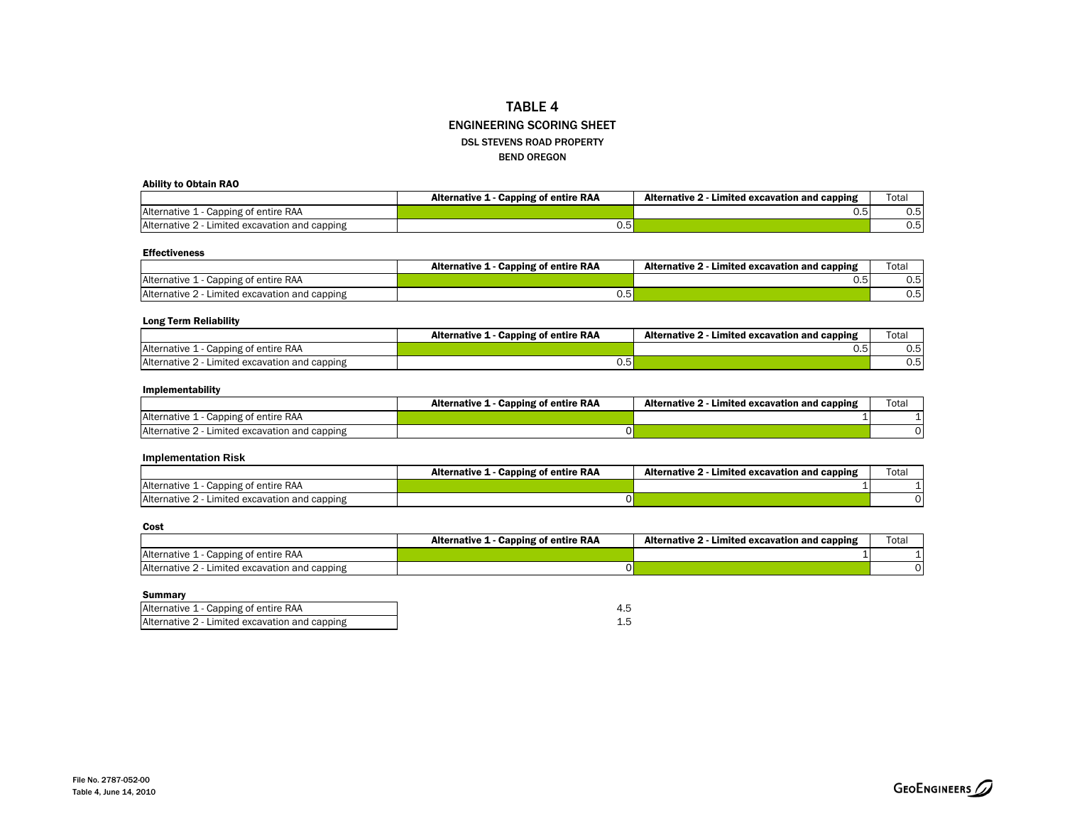# TABLE 4

## ENGINEERING SCORING SHEET

### DSL STEVENS ROAD PROPERTY

### BEND OREGON

**Ability to Obtain RAO**

| | Alternative 1 - Capping of entire RAA | Alternative 2 - Limited excavation and capping | Total |
|---|---|---|---|
| Alternative 1 - Capping of entire RAA | | 0.5 | 0.5 |
| Alternative 2 - Limited excavation and capping | 0.5 | | 0.5 |

**Effectiveness**

| | Alternative 1 - Capping of entire RAA | Alternative 2 - Limited excavation and capping | Total |
|---|---|---|---|
| Alternative 1 - Capping of entire RAA | | 0.5 | 0.5 |
| Alternative 2 - Limited excavation and capping | 0.5 | | 0.5 |

**Long Term Reliability**

| | Alternative 1 - Capping of entire RAA | Alternative 2 - Limited excavation and capping | Total |
|---|---|---|---|
| Alternative 1 - Capping of entire RAA | | 0.5 | 0.5 |
| Alternative 2 - Limited excavation and capping | 0.5 | | 0.5 |

**Implementability**

| | Alternative 1 - Capping of entire RAA | Alternative 2 - Limited excavation and capping | Total |
|---|---|---|---|
| Alternative 1 - Capping of entire RAA | | 1 | 1 |
| Alternative 2 - Limited excavation and capping | 0 | | 0 |

**Implementation Risk**

| | Alternative 1 - Capping of entire RAA | Alternative 2 - Limited excavation and capping | Total |
|---|---|---|---|
| Alternative 1 - Capping of entire RAA | | 1 | 1 |
| Alternative 2 - Limited excavation and capping | 0 | | 0 |

**Cost**

| | Alternative 1 - Capping of entire RAA | Alternative 2 - Limited excavation and capping | Total |
|---|---|---|---|
| Alternative 1 - Capping of entire RAA | | 1 | 1 |
| Alternative 2 - Limited excavation and capping | 0 | | 0 |

**Summary**

| | |
|---|---|
| Alternative 1 - Capping of entire RAA | 4.5 |
| Alternative 2 - Limited excavation and capping | 1.5 |

File No. 2787-052-00
Table 4, June 14, 2010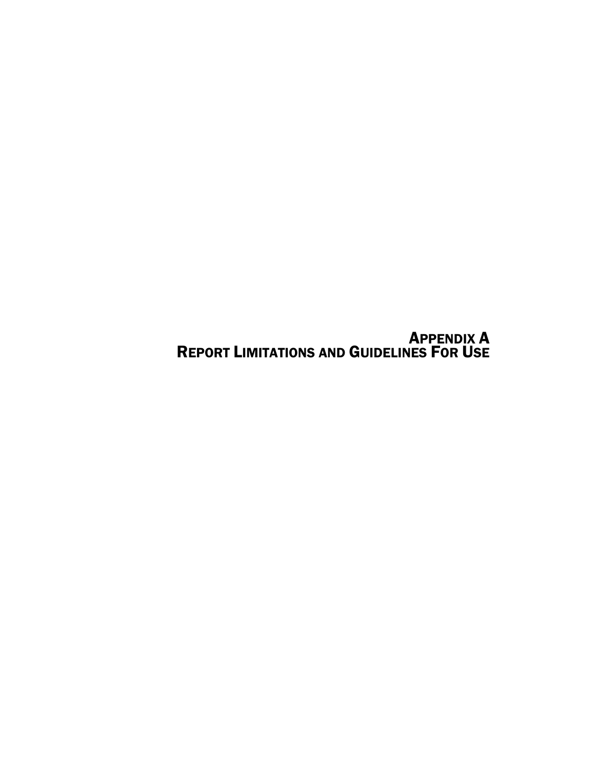# APPENDIX A
# REPORT LIMITATIONS AND GUIDELINES FOR USE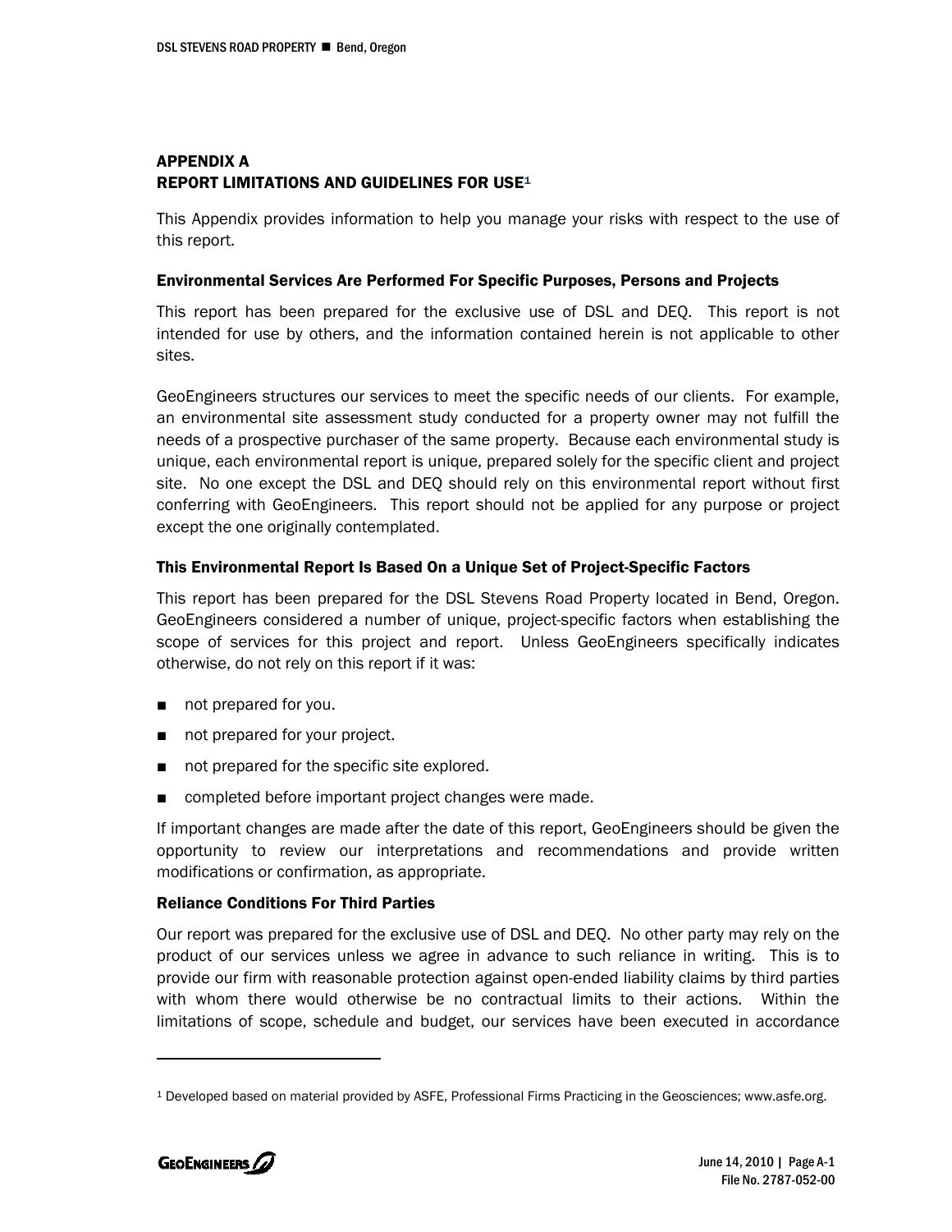## APPENDIX A
## REPORT LIMITATIONS AND GUIDELINES FOR USE[1]

This Appendix provides information to help you manage your risks with respect to the use of this report.

### Environmental Services Are Performed For Specific Purposes, Persons and Projects

This report has been prepared for the exclusive use of DSL and DEQ. This report is not intended for use by others, and the information contained herein is not applicable to other sites.

GeoEngineers structures our services to meet the specific needs of our clients. For example, an environmental site assessment study conducted for a property owner may not fulfill the needs of a prospective purchaser of the same property. Because each environmental study is unique, each environmental report is unique, prepared solely for the specific client and project site. No one except the DSL and DEQ should rely on this environmental report without first conferring with GeoEngineers. This report should not be applied for any purpose or project except the one originally contemplated.

### This Environmental Report Is Based On a Unique Set of Project-Specific Factors

This report has been prepared for the DSL Stevens Road Property located in Bend, Oregon. GeoEngineers considered a number of unique, project-specific factors when establishing the scope of services for this project and report. Unless GeoEngineers specifically indicates otherwise, do not rely on this report if it was:

- not prepared for you.
- not prepared for your project.
- not prepared for the specific site explored.
- completed before important project changes were made.

If important changes are made after the date of this report, GeoEngineers should be given the opportunity to review our interpretations and recommendations and provide written modifications or confirmation, as appropriate.

### Reliance Conditions For Third Parties

Our report was prepared for the exclusive use of DSL and DEQ. No other party may rely on the product of our services unless we agree in advance to such reliance in writing. This is to provide our firm with reasonable protection against open-ended liability claims by third parties with whom there would otherwise be no contractual limits to their actions. Within the limitations of scope, schedule and budget, our services have been executed in accordance

---

[1] Developed based on material provided by ASFE, Professional Firms Practicing in the Geosciences; www.asfe.org.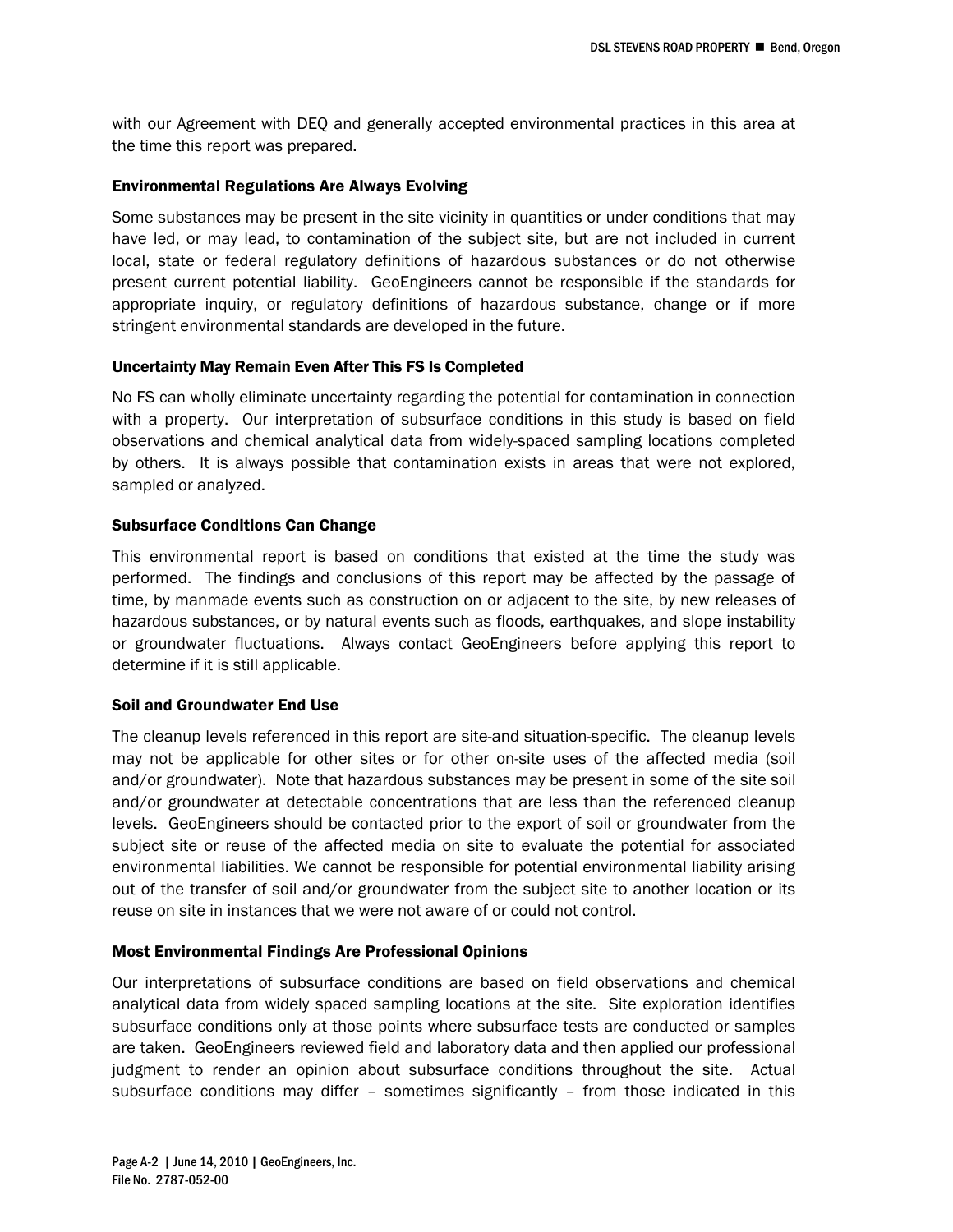with our Agreement with DEQ and generally accepted environmental practices in this area at the time this report was prepared.

### Environmental Regulations Are Always Evolving

Some substances may be present in the site vicinity in quantities or under conditions that may have led, or may lead, to contamination of the subject site, but are not included in current local, state or federal regulatory definitions of hazardous substances or do not otherwise present current potential liability. GeoEngineers cannot be responsible if the standards for appropriate inquiry, or regulatory definitions of hazardous substance, change or if more stringent environmental standards are developed in the future.

### Uncertainty May Remain Even After This FS Is Completed

No FS can wholly eliminate uncertainty regarding the potential for contamination in connection with a property. Our interpretation of subsurface conditions in this study is based on field observations and chemical analytical data from widely-spaced sampling locations completed by others. It is always possible that contamination exists in areas that were not explored, sampled or analyzed.

### Subsurface Conditions Can Change

This environmental report is based on conditions that existed at the time the study was performed. The findings and conclusions of this report may be affected by the passage of time, by manmade events such as construction on or adjacent to the site, by new releases of hazardous substances, or by natural events such as floods, earthquakes, and slope instability or groundwater fluctuations. Always contact GeoEngineers before applying this report to determine if it is still applicable.

### Soil and Groundwater End Use

The cleanup levels referenced in this report are site-and situation-specific. The cleanup levels may not be applicable for other sites or for other on-site uses of the affected media (soil and/or groundwater). Note that hazardous substances may be present in some of the site soil and/or groundwater at detectable concentrations that are less than the referenced cleanup levels. GeoEngineers should be contacted prior to the export of soil or groundwater from the subject site or reuse of the affected media on site to evaluate the potential for associated environmental liabilities. We cannot be responsible for potential environmental liability arising out of the transfer of soil and/or groundwater from the subject site to another location or its reuse on site in instances that we were not aware of or could not control.

### Most Environmental Findings Are Professional Opinions

Our interpretations of subsurface conditions are based on field observations and chemical analytical data from widely spaced sampling locations at the site. Site exploration identifies subsurface conditions only at those points where subsurface tests are conducted or samples are taken. GeoEngineers reviewed field and laboratory data and then applied our professional judgment to render an opinion about subsurface conditions throughout the site. Actual subsurface conditions may differ – sometimes significantly – from those indicated in this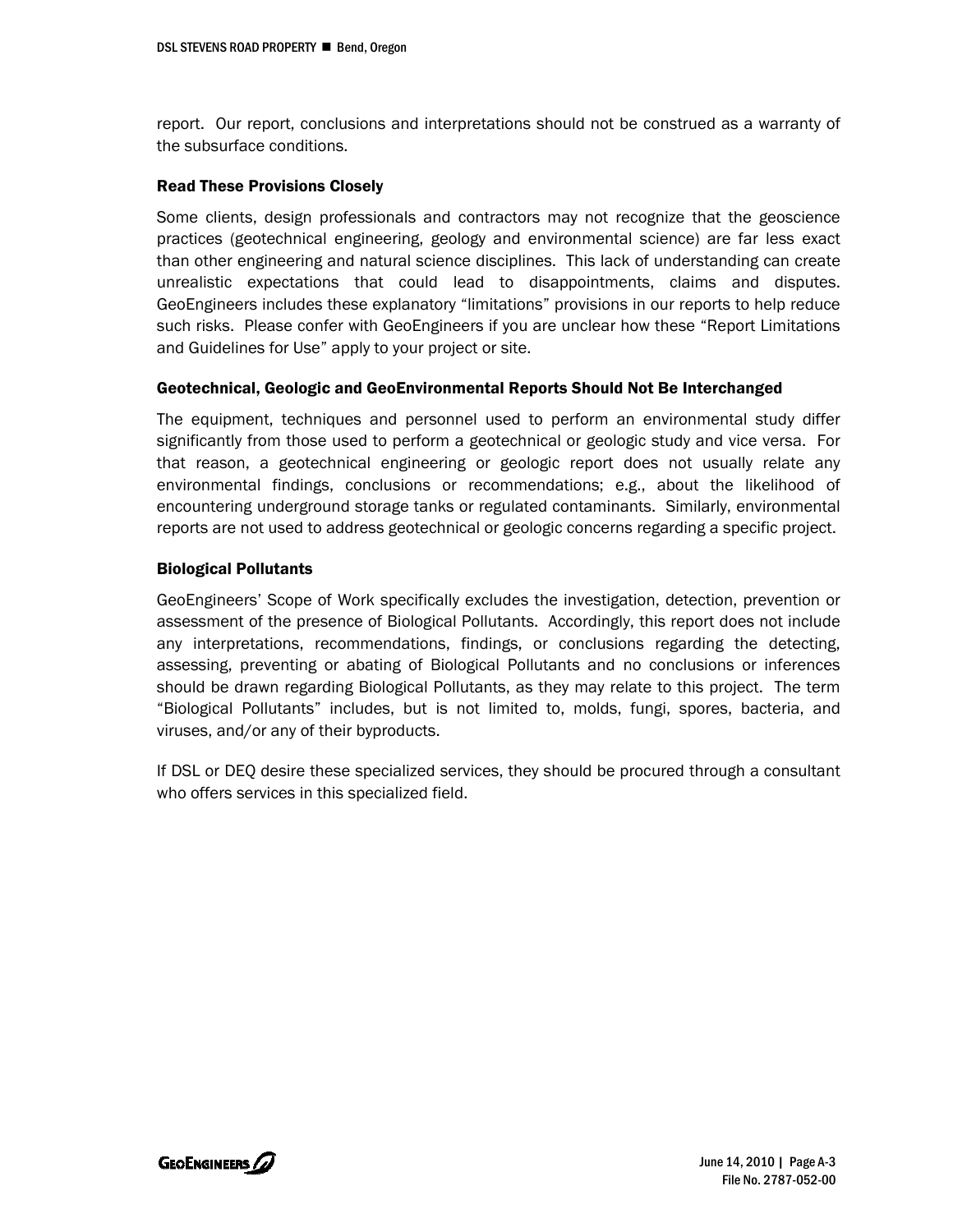report. Our report, conclusions and interpretations should not be construed as a warranty of the subsurface conditions.

### Read These Provisions Closely

Some clients, design professionals and contractors may not recognize that the geoscience practices (geotechnical engineering, geology and environmental science) are far less exact than other engineering and natural science disciplines. This lack of understanding can create unrealistic expectations that could lead to disappointments, claims and disputes. GeoEngineers includes these explanatory "limitations" provisions in our reports to help reduce such risks. Please confer with GeoEngineers if you are unclear how these "Report Limitations and Guidelines for Use" apply to your project or site.

### Geotechnical, Geologic and GeoEnvironmental Reports Should Not Be Interchanged

The equipment, techniques and personnel used to perform an environmental study differ significantly from those used to perform a geotechnical or geologic study and vice versa. For that reason, a geotechnical engineering or geologic report does not usually relate any environmental findings, conclusions or recommendations; e.g., about the likelihood of encountering underground storage tanks or regulated contaminants. Similarly, environmental reports are not used to address geotechnical or geologic concerns regarding a specific project.

### Biological Pollutants

GeoEngineers' Scope of Work specifically excludes the investigation, detection, prevention or assessment of the presence of Biological Pollutants. Accordingly, this report does not include any interpretations, recommendations, findings, or conclusions regarding the detecting, assessing, preventing or abating of Biological Pollutants and no conclusions or inferences should be drawn regarding Biological Pollutants, as they may relate to this project. The term "Biological Pollutants" includes, but is not limited to, molds, fungi, spores, bacteria, and viruses, and/or any of their byproducts.

If DSL or DEQ desire these specialized services, they should be procured through a consultant who offers services in this specialized field.